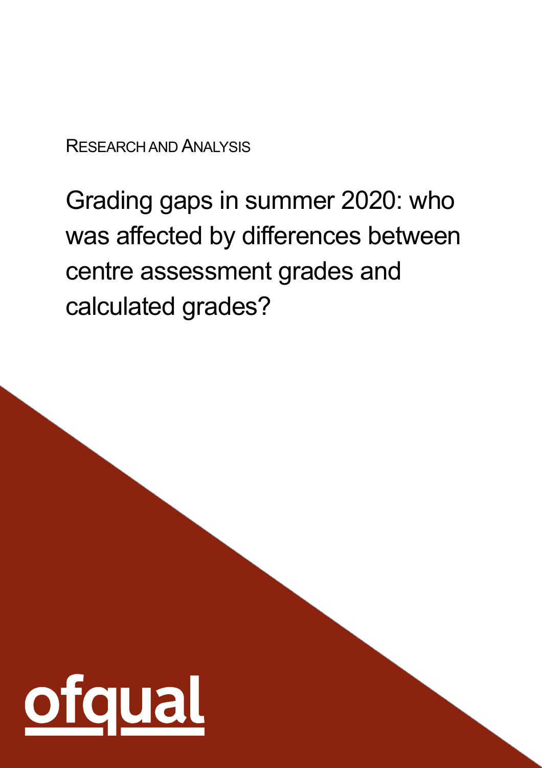Research and Analysis

# Grading gaps in summer 2020: who was affected by differences between centre assessment grades and calculated grades?

ofqual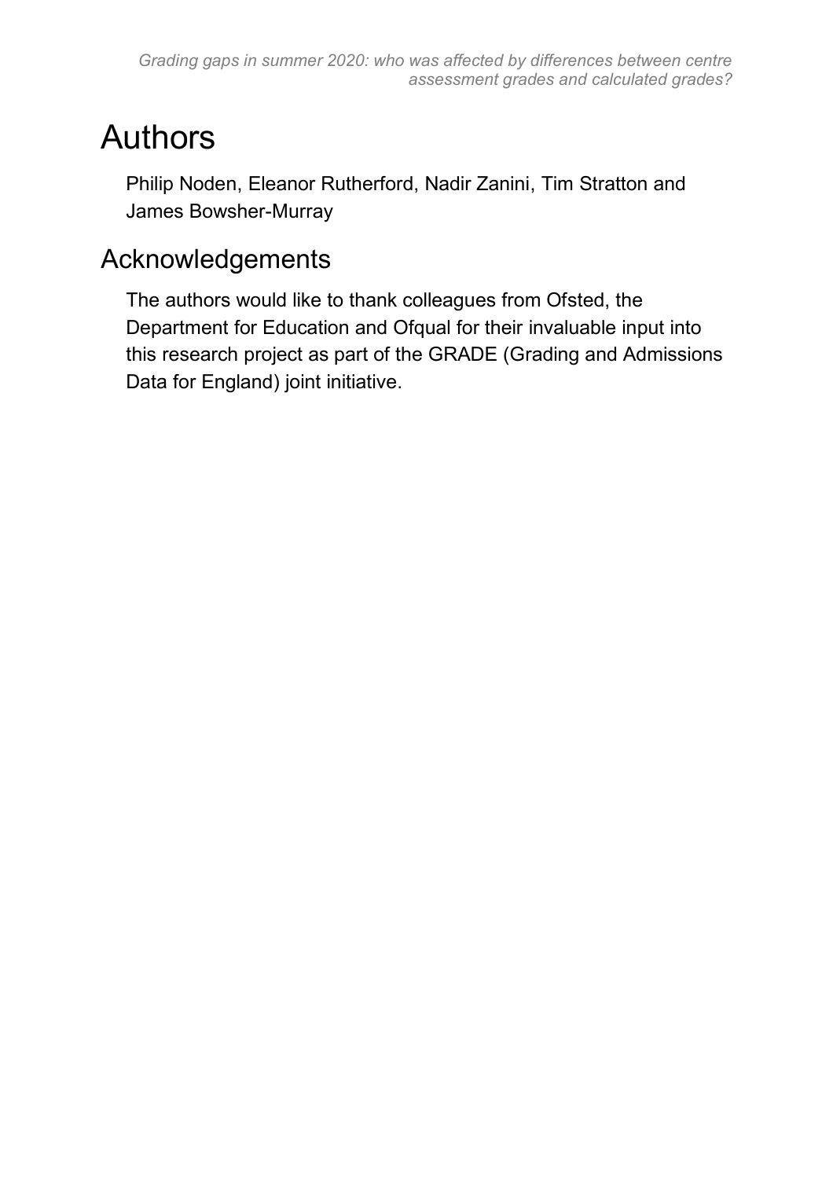# Authors

Philip Noden, Eleanor Rutherford, Nadir Zanini, Tim Stratton and James Bowsher-Murray

## Acknowledgements

The authors would like to thank colleagues from Ofsted, the Department for Education and Ofqual for their invaluable input into this research project as part of the GRADE (Grading and Admissions Data for England) joint initiative.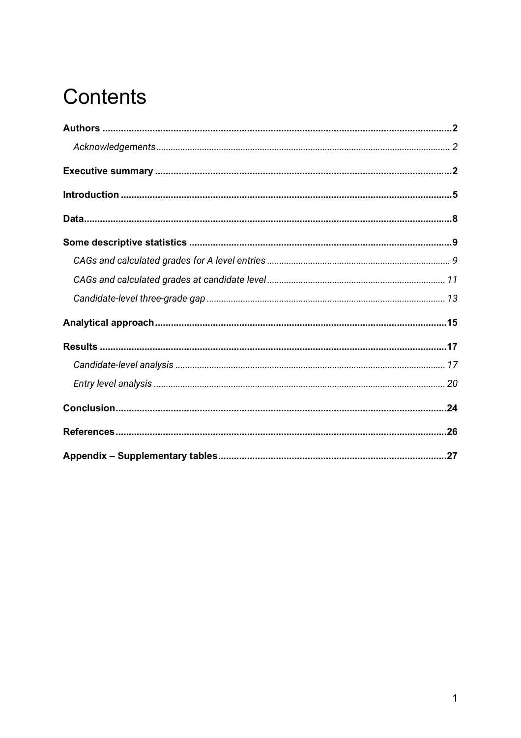# Contents

**Authors** .......... **2**

*Acknowledgements* .......... *2*

**Executive summary** .......... **2**

**Introduction** .......... **5**

**Data** .......... **8**

**Some descriptive statistics** .......... **9**

*CAGs and calculated grades for A level entries* .......... *9*

*CAGs and calculated grades at candidate level* .......... *11*

*Candidate-level three-grade gap* .......... *13*

**Analytical approach** .......... **15**

**Results** .......... **17**

*Candidate-level analysis* .......... *17*

*Entry level analysis* .......... *20*

**Conclusion** .......... **24**

**References** .......... **26**

**Appendix – Supplementary tables** .......... **27**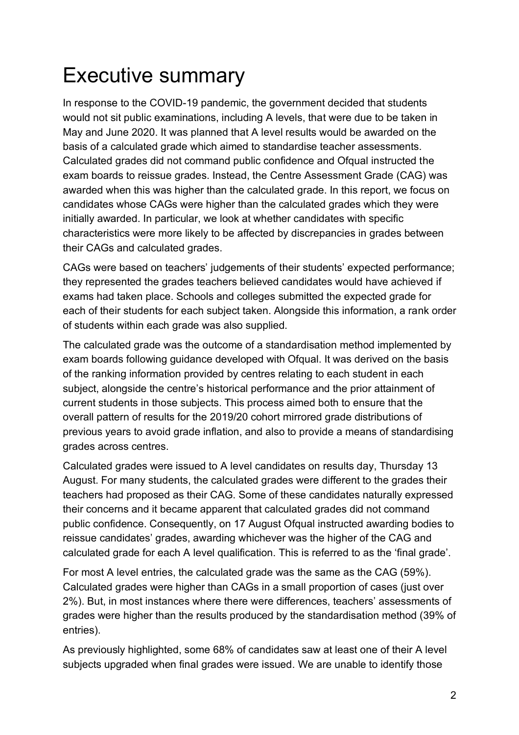# Executive summary

In response to the COVID-19 pandemic, the government decided that students would not sit public examinations, including A levels, that were due to be taken in May and June 2020. It was planned that A level results would be awarded on the basis of a calculated grade which aimed to standardise teacher assessments. Calculated grades did not command public confidence and Ofqual instructed the exam boards to reissue grades. Instead, the Centre Assessment Grade (CAG) was awarded when this was higher than the calculated grade. In this report, we focus on candidates whose CAGs were higher than the calculated grades which they were initially awarded. In particular, we look at whether candidates with specific characteristics were more likely to be affected by discrepancies in grades between their CAGs and calculated grades.

CAGs were based on teachers' judgements of their students' expected performance; they represented the grades teachers believed candidates would have achieved if exams had taken place. Schools and colleges submitted the expected grade for each of their students for each subject taken. Alongside this information, a rank order of students within each grade was also supplied.

The calculated grade was the outcome of a standardisation method implemented by exam boards following guidance developed with Ofqual. It was derived on the basis of the ranking information provided by centres relating to each student in each subject, alongside the centre's historical performance and the prior attainment of current students in those subjects. This process aimed both to ensure that the overall pattern of results for the 2019/20 cohort mirrored grade distributions of previous years to avoid grade inflation, and also to provide a means of standardising grades across centres.

Calculated grades were issued to A level candidates on results day, Thursday 13 August. For many students, the calculated grades were different to the grades their teachers had proposed as their CAG. Some of these candidates naturally expressed their concerns and it became apparent that calculated grades did not command public confidence. Consequently, on 17 August Ofqual instructed awarding bodies to reissue candidates' grades, awarding whichever was the higher of the CAG and calculated grade for each A level qualification. This is referred to as the 'final grade'.

For most A level entries, the calculated grade was the same as the CAG (59%). Calculated grades were higher than CAGs in a small proportion of cases (just over 2%). But, in most instances where there were differences, teachers' assessments of grades were higher than the results produced by the standardisation method (39% of entries).

As previously highlighted, some 68% of candidates saw at least one of their A level subjects upgraded when final grades were issued. We are unable to identify those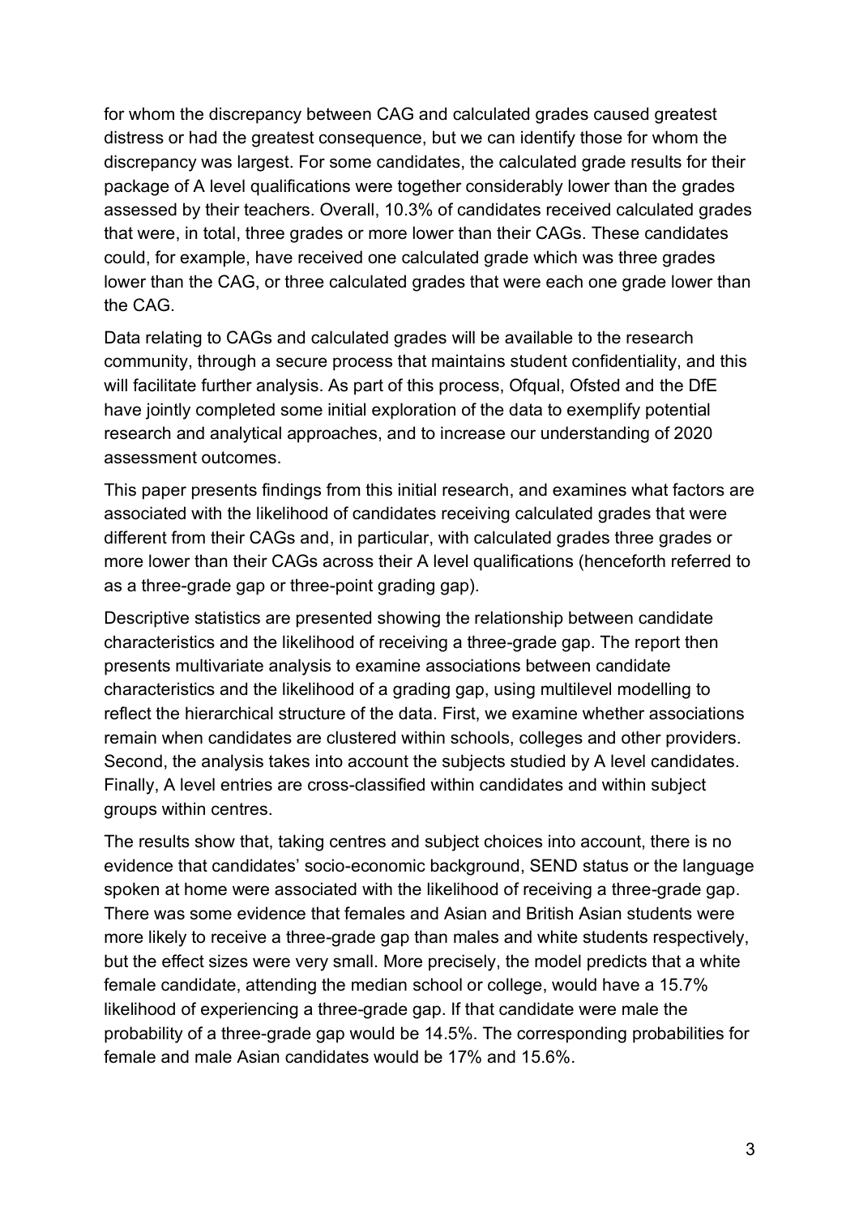for whom the discrepancy between CAG and calculated grades caused greatest distress or had the greatest consequence, but we can identify those for whom the discrepancy was largest. For some candidates, the calculated grade results for their package of A level qualifications were together considerably lower than the grades assessed by their teachers. Overall, 10.3% of candidates received calculated grades that were, in total, three grades or more lower than their CAGs. These candidates could, for example, have received one calculated grade which was three grades lower than the CAG, or three calculated grades that were each one grade lower than the CAG.

Data relating to CAGs and calculated grades will be available to the research community, through a secure process that maintains student confidentiality, and this will facilitate further analysis. As part of this process, Ofqual, Ofsted and the DfE have jointly completed some initial exploration of the data to exemplify potential research and analytical approaches, and to increase our understanding of 2020 assessment outcomes.

This paper presents findings from this initial research, and examines what factors are associated with the likelihood of candidates receiving calculated grades that were different from their CAGs and, in particular, with calculated grades three grades or more lower than their CAGs across their A level qualifications (henceforth referred to as a three-grade gap or three-point grading gap).

Descriptive statistics are presented showing the relationship between candidate characteristics and the likelihood of receiving a three-grade gap. The report then presents multivariate analysis to examine associations between candidate characteristics and the likelihood of a grading gap, using multilevel modelling to reflect the hierarchical structure of the data. First, we examine whether associations remain when candidates are clustered within schools, colleges and other providers. Second, the analysis takes into account the subjects studied by A level candidates. Finally, A level entries are cross-classified within candidates and within subject groups within centres.

The results show that, taking centres and subject choices into account, there is no evidence that candidates' socio-economic background, SEND status or the language spoken at home were associated with the likelihood of receiving a three-grade gap. There was some evidence that females and Asian and British Asian students were more likely to receive a three-grade gap than males and white students respectively, but the effect sizes were very small. More precisely, the model predicts that a white female candidate, attending the median school or college, would have a 15.7% likelihood of experiencing a three-grade gap. If that candidate were male the probability of a three-grade gap would be 14.5%. The corresponding probabilities for female and male Asian candidates would be 17% and 15.6%.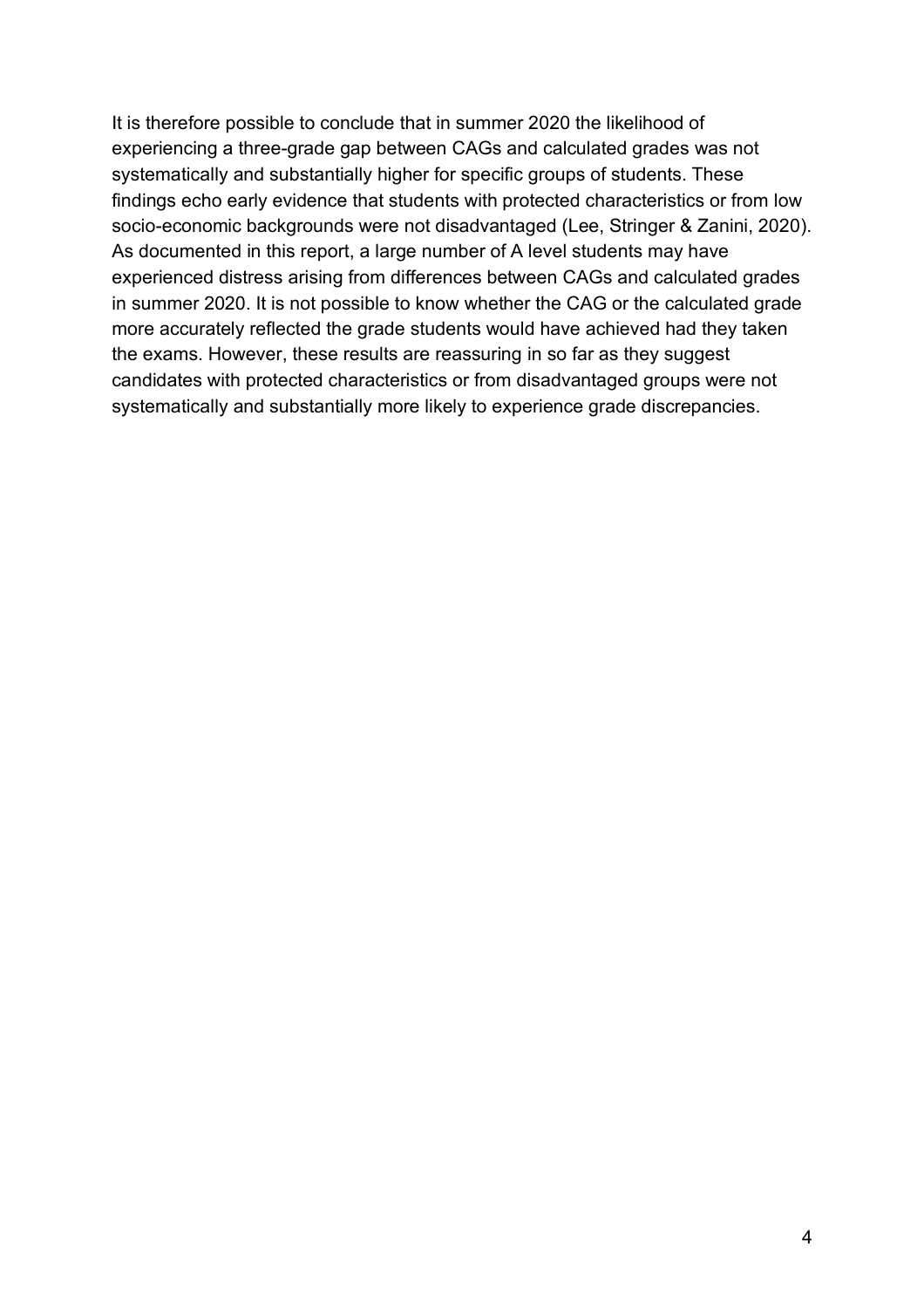It is therefore possible to conclude that in summer 2020 the likelihood of experiencing a three-grade gap between CAGs and calculated grades was not systematically and substantially higher for specific groups of students. These findings echo early evidence that students with protected characteristics or from low socio-economic backgrounds were not disadvantaged (Lee, Stringer & Zanini, 2020). As documented in this report, a large number of A level students may have experienced distress arising from differences between CAGs and calculated grades in summer 2020. It is not possible to know whether the CAG or the calculated grade more accurately reflected the grade students would have achieved had they taken the exams. However, these results are reassuring in so far as they suggest candidates with protected characteristics or from disadvantaged groups were not systematically and substantially more likely to experience grade discrepancies.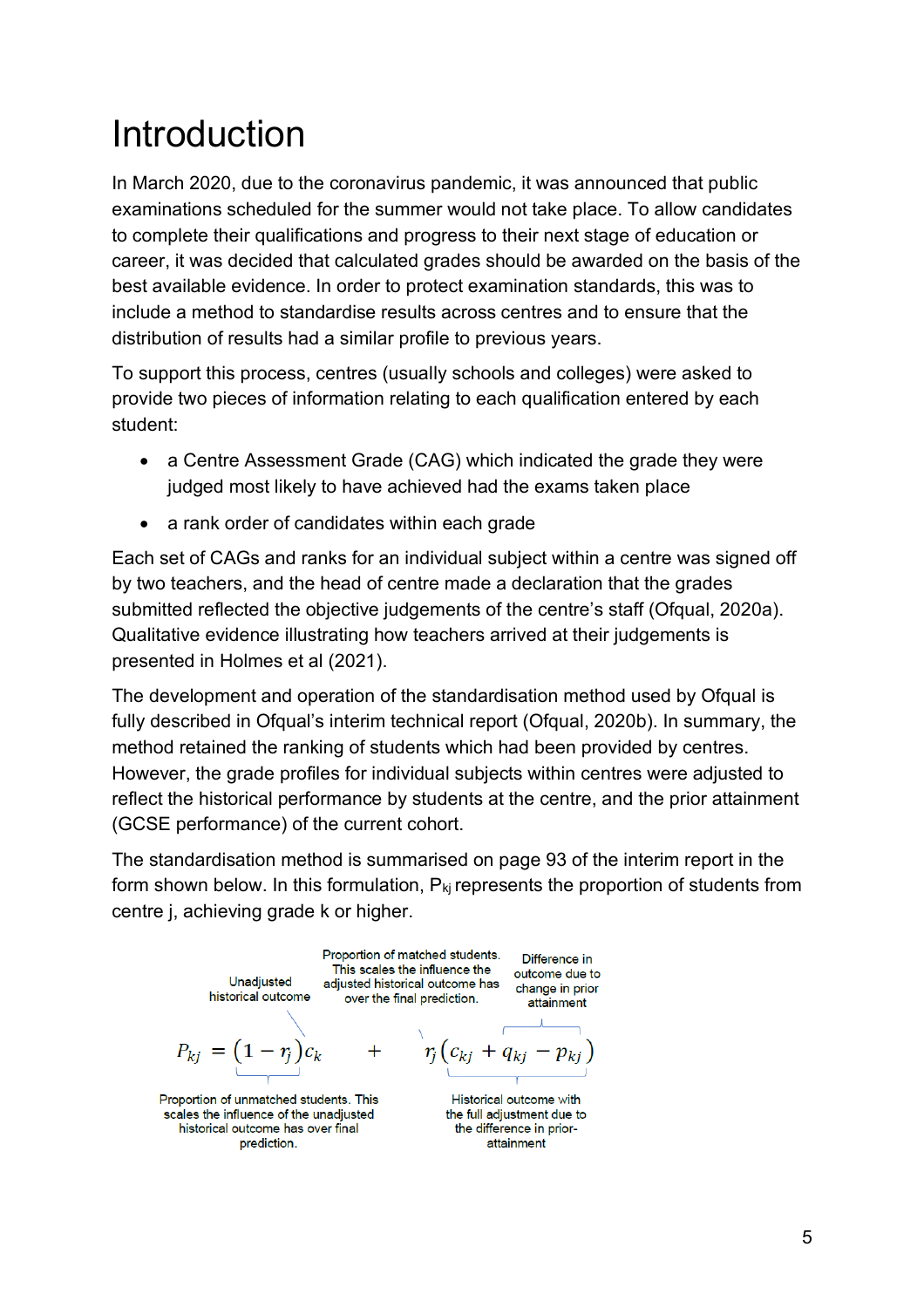# Introduction

In March 2020, due to the coronavirus pandemic, it was announced that public examinations scheduled for the summer would not take place. To allow candidates to complete their qualifications and progress to their next stage of education or career, it was decided that calculated grades should be awarded on the basis of the best available evidence. In order to protect examination standards, this was to include a method to standardise results across centres and to ensure that the distribution of results had a similar profile to previous years.

To support this process, centres (usually schools and colleges) were asked to provide two pieces of information relating to each qualification entered by each student:

- a Centre Assessment Grade (CAG) which indicated the grade they were judged most likely to have achieved had the exams taken place
- a rank order of candidates within each grade

Each set of CAGs and ranks for an individual subject within a centre was signed off by two teachers, and the head of centre made a declaration that the grades submitted reflected the objective judgements of the centre's staff (Ofqual, 2020a). Qualitative evidence illustrating how teachers arrived at their judgements is presented in Holmes et al (2021).

The development and operation of the standardisation method used by Ofqual is fully described in Ofqual's interim technical report (Ofqual, 2020b). In summary, the method retained the ranking of students which had been provided by centres. However, the grade profiles for individual subjects within centres were adjusted to reflect the historical performance by students at the centre, and the prior attainment (GCSE performance) of the current cohort.

The standardisation method is summarised on page 93 of the interim report in the form shown below. In this formulation, $P_{kj}$ represents the proportion of students from centre j, achieving grade k or higher.

$$P_{kj} = (1 - r_j)c_k + r_j(c_{kj} + q_{kj} - p_{kj})$$

Unadjusted historical outcome ($c_k$)

Proportion of matched students. This scales the influence the adjusted historical outcome has over the final prediction. ($r_j$)

Difference in outcome due to change in prior attainment ($q_{kj} - p_{kj}$)

Proportion of unmatched students. This scales the influence of the unadjusted historical outcome has over final prediction. ($1 - r_j$)

Historical outcome with the full adjustment due to the difference in prior-attainment ($c_{kj} + q_{kj} - p_{kj}$)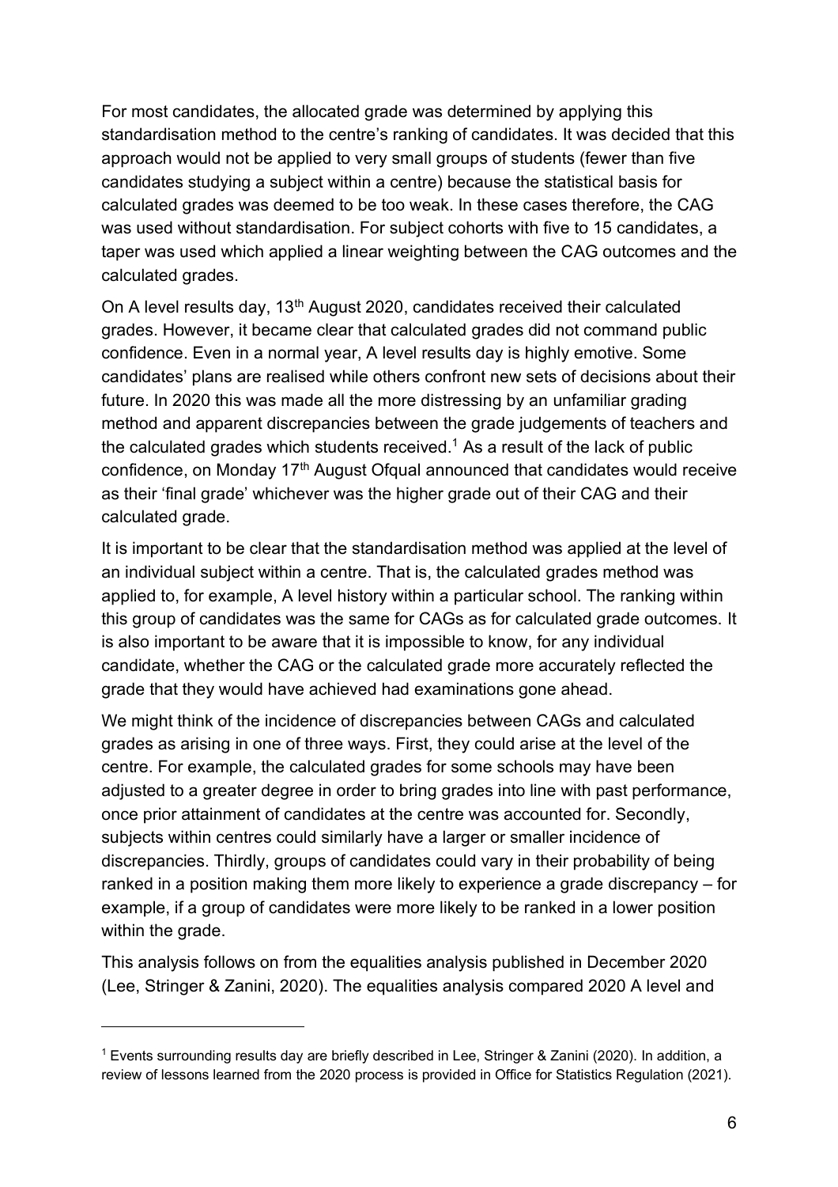For most candidates, the allocated grade was determined by applying this standardisation method to the centre's ranking of candidates. It was decided that this approach would not be applied to very small groups of students (fewer than five candidates studying a subject within a centre) because the statistical basis for calculated grades was deemed to be too weak. In these cases therefore, the CAG was used without standardisation. For subject cohorts with five to 15 candidates, a taper was used which applied a linear weighting between the CAG outcomes and the calculated grades.

On A level results day, 13th August 2020, candidates received their calculated grades. However, it became clear that calculated grades did not command public confidence. Even in a normal year, A level results day is highly emotive. Some candidates' plans are realised while others confront new sets of decisions about their future. In 2020 this was made all the more distressing by an unfamiliar grading method and apparent discrepancies between the grade judgements of teachers and the calculated grades which students received.[1] As a result of the lack of public confidence, on Monday 17th August Ofqual announced that candidates would receive as their 'final grade' whichever was the higher grade out of their CAG and their calculated grade.

It is important to be clear that the standardisation method was applied at the level of an individual subject within a centre. That is, the calculated grades method was applied to, for example, A level history within a particular school. The ranking within this group of candidates was the same for CAGs as for calculated grade outcomes. It is also important to be aware that it is impossible to know, for any individual candidate, whether the CAG or the calculated grade more accurately reflected the grade that they would have achieved had examinations gone ahead.

We might think of the incidence of discrepancies between CAGs and calculated grades as arising in one of three ways. First, they could arise at the level of the centre. For example, the calculated grades for some schools may have been adjusted to a greater degree in order to bring grades into line with past performance, once prior attainment of candidates at the centre was accounted for. Secondly, subjects within centres could similarly have a larger or smaller incidence of discrepancies. Thirdly, groups of candidates could vary in their probability of being ranked in a position making them more likely to experience a grade discrepancy – for example, if a group of candidates were more likely to be ranked in a lower position within the grade.

This analysis follows on from the equalities analysis published in December 2020 (Lee, Stringer & Zanini, 2020). The equalities analysis compared 2020 A level and

---

[1] Events surrounding results day are briefly described in Lee, Stringer & Zanini (2020). In addition, a review of lessons learned from the 2020 process is provided in Office for Statistics Regulation (2021).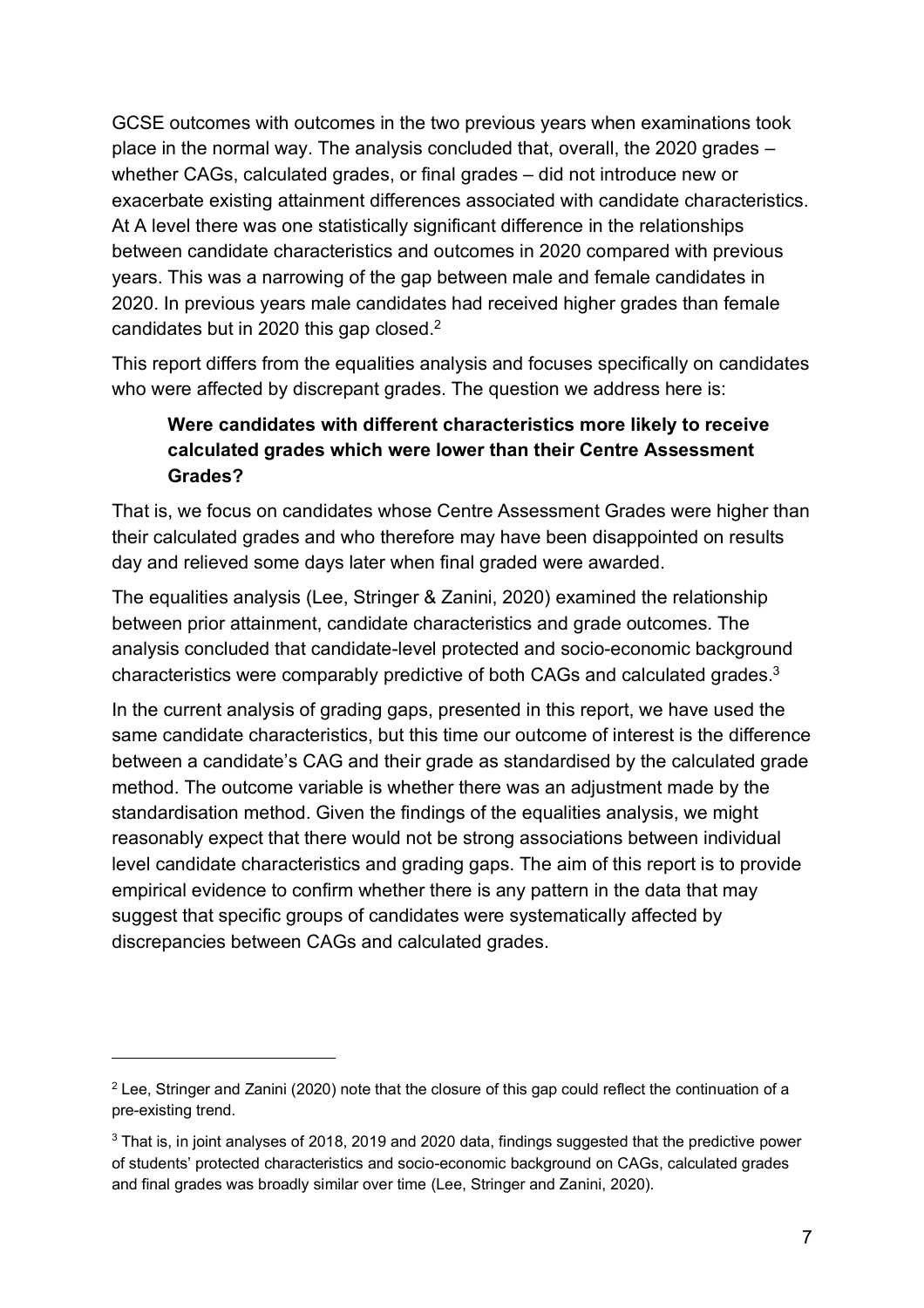GCSE outcomes with outcomes in the two previous years when examinations took place in the normal way. The analysis concluded that, overall, the 2020 grades – whether CAGs, calculated grades, or final grades – did not introduce new or exacerbate existing attainment differences associated with candidate characteristics. At A level there was one statistically significant difference in the relationships between candidate characteristics and outcomes in 2020 compared with previous years. This was a narrowing of the gap between male and female candidates in 2020. In previous years male candidates had received higher grades than female candidates but in 2020 this gap closed.[2]

This report differs from the equalities analysis and focuses specifically on candidates who were affected by discrepant grades. The question we address here is:

> **Were candidates with different characteristics more likely to receive calculated grades which were lower than their Centre Assessment Grades?**

That is, we focus on candidates whose Centre Assessment Grades were higher than their calculated grades and who therefore may have been disappointed on results day and relieved some days later when final graded were awarded.

The equalities analysis (Lee, Stringer & Zanini, 2020) examined the relationship between prior attainment, candidate characteristics and grade outcomes. The analysis concluded that candidate-level protected and socio-economic background characteristics were comparably predictive of both CAGs and calculated grades.[3]

In the current analysis of grading gaps, presented in this report, we have used the same candidate characteristics, but this time our outcome of interest is the difference between a candidate's CAG and their grade as standardised by the calculated grade method. The outcome variable is whether there was an adjustment made by the standardisation method. Given the findings of the equalities analysis, we might reasonably expect that there would not be strong associations between individual level candidate characteristics and grading gaps. The aim of this report is to provide empirical evidence to confirm whether there is any pattern in the data that may suggest that specific groups of candidates were systematically affected by discrepancies between CAGs and calculated grades.

---

[2] Lee, Stringer and Zanini (2020) note that the closure of this gap could reflect the continuation of a pre-existing trend.

[3] That is, in joint analyses of 2018, 2019 and 2020 data, findings suggested that the predictive power of students' protected characteristics and socio-economic background on CAGs, calculated grades and final grades was broadly similar over time (Lee, Stringer and Zanini, 2020).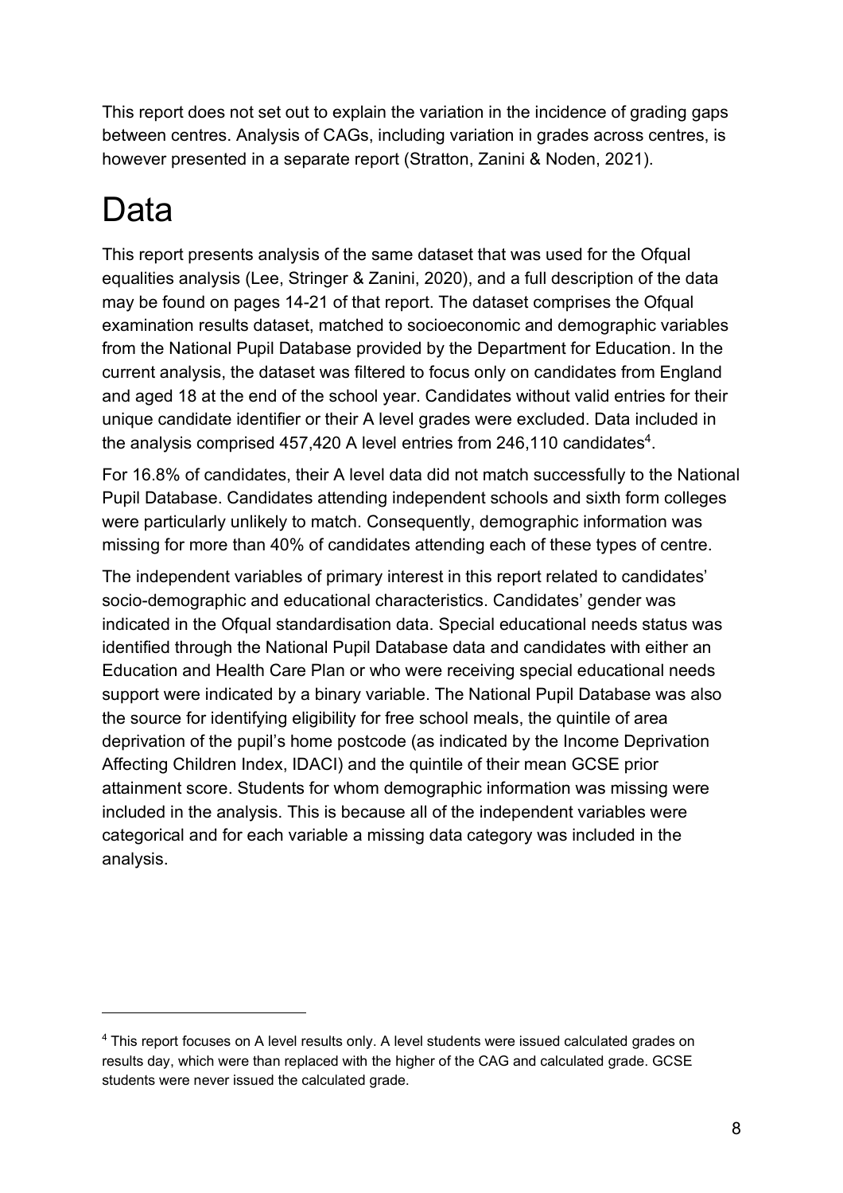This report does not set out to explain the variation in the incidence of grading gaps between centres. Analysis of CAGs, including variation in grades across centres, is however presented in a separate report (Stratton, Zanini & Noden, 2021).

# Data

This report presents analysis of the same dataset that was used for the Ofqual equalities analysis (Lee, Stringer & Zanini, 2020), and a full description of the data may be found on pages 14-21 of that report. The dataset comprises the Ofqual examination results dataset, matched to socioeconomic and demographic variables from the National Pupil Database provided by the Department for Education. In the current analysis, the dataset was filtered to focus only on candidates from England and aged 18 at the end of the school year. Candidates without valid entries for their unique candidate identifier or their A level grades were excluded. Data included in the analysis comprised 457,420 A level entries from 246,110 candidates[4].

For 16.8% of candidates, their A level data did not match successfully to the National Pupil Database. Candidates attending independent schools and sixth form colleges were particularly unlikely to match. Consequently, demographic information was missing for more than 40% of candidates attending each of these types of centre.

The independent variables of primary interest in this report related to candidates' socio-demographic and educational characteristics. Candidates' gender was indicated in the Ofqual standardisation data. Special educational needs status was identified through the National Pupil Database data and candidates with either an Education and Health Care Plan or who were receiving special educational needs support were indicated by a binary variable. The National Pupil Database was also the source for identifying eligibility for free school meals, the quintile of area deprivation of the pupil's home postcode (as indicated by the Income Deprivation Affecting Children Index, IDACI) and the quintile of their mean GCSE prior attainment score. Students for whom demographic information was missing were included in the analysis. This is because all of the independent variables were categorical and for each variable a missing data category was included in the analysis.

---

[4] This report focuses on A level results only. A level students were issued calculated grades on results day, which were than replaced with the higher of the CAG and calculated grade. GCSE students were never issued the calculated grade.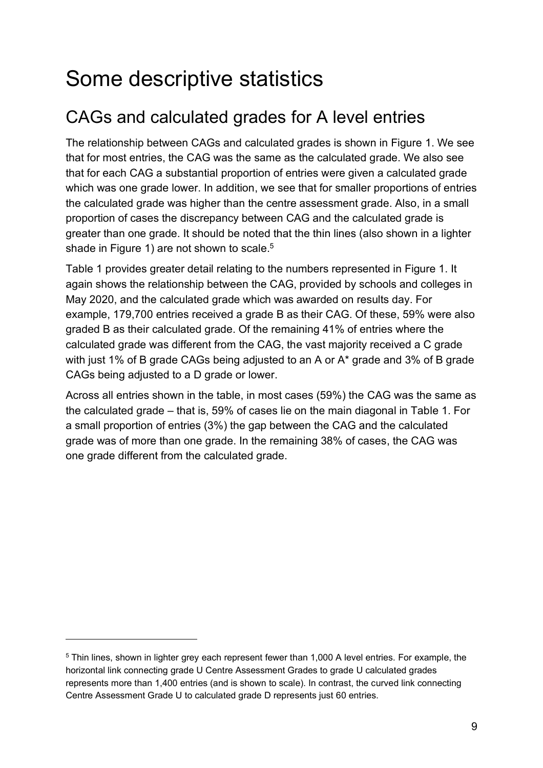# Some descriptive statistics

## CAGs and calculated grades for A level entries

The relationship between CAGs and calculated grades is shown in Figure 1. We see that for most entries, the CAG was the same as the calculated grade. We also see that for each CAG a substantial proportion of entries were given a calculated grade which was one grade lower. In addition, we see that for smaller proportions of entries the calculated grade was higher than the centre assessment grade. Also, in a small proportion of cases the discrepancy between CAG and the calculated grade is greater than one grade. It should be noted that the thin lines (also shown in a lighter shade in Figure 1) are not shown to scale.[5]

Table 1 provides greater detail relating to the numbers represented in Figure 1. It again shows the relationship between the CAG, provided by schools and colleges in May 2020, and the calculated grade which was awarded on results day. For example, 179,700 entries received a grade B as their CAG. Of these, 59% were also graded B as their calculated grade. Of the remaining 41% of entries where the calculated grade was different from the CAG, the vast majority received a C grade with just 1% of B grade CAGs being adjusted to an A or A* grade and 3% of B grade CAGs being adjusted to a D grade or lower.

Across all entries shown in the table, in most cases (59%) the CAG was the same as the calculated grade – that is, 59% of cases lie on the main diagonal in Table 1. For a small proportion of entries (3%) the gap between the CAG and the calculated grade was of more than one grade. In the remaining 38% of cases, the CAG was one grade different from the calculated grade.

---

[5] Thin lines, shown in lighter grey each represent fewer than 1,000 A level entries. For example, the horizontal link connecting grade U Centre Assessment Grades to grade U calculated grades represents more than 1,400 entries (and is shown to scale). In contrast, the curved link connecting Centre Assessment Grade U to calculated grade D represents just 60 entries.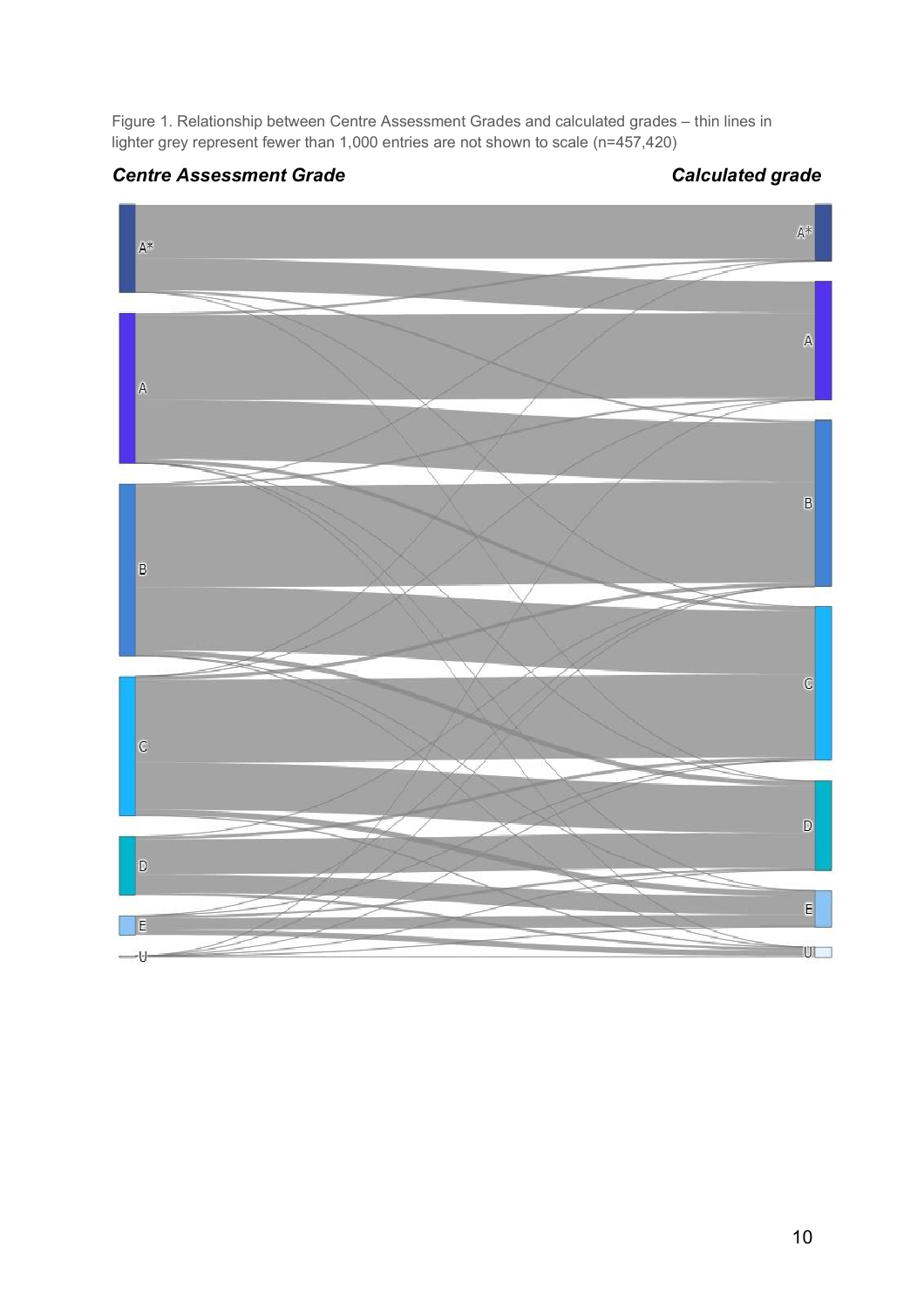Figure 1. Relationship between Centre Assessment Grades and calculated grades – thin lines in lighter grey represent fewer than 1,000 entries are not shown to scale (n=457,420)

***Centre Assessment Grade*** ***Calculated grade***

A* A B C D E U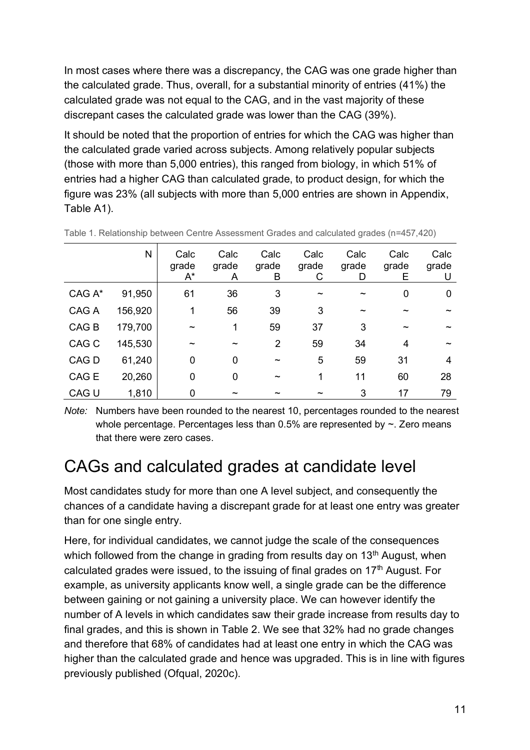In most cases where there was a discrepancy, the CAG was one grade higher than the calculated grade. Thus, overall, for a substantial minority of entries (41%) the calculated grade was not equal to the CAG, and in the vast majority of these discrepant cases the calculated grade was lower than the CAG (39%).

It should be noted that the proportion of entries for which the CAG was higher than the calculated grade varied across subjects. Among relatively popular subjects (those with more than 5,000 entries), this ranged from biology, in which 51% of entries had a higher CAG than calculated grade, to product design, for which the figure was 23% (all subjects with more than 5,000 entries are shown in Appendix, Table A1).

Table 1. Relationship between Centre Assessment Grades and calculated grades (n=457,420)

| | N | Calc grade A* | Calc grade A | Calc grade B | Calc grade C | Calc grade D | Calc grade E | Calc grade U |
|---|---|---|---|---|---|---|---|---|
| CAG A* | 91,950 | 61 | 36 | 3 | ~ | ~ | 0 | 0 |
| CAG A | 156,920 | 1 | 56 | 39 | 3 | ~ | ~ | ~ |
| CAG B | 179,700 | ~ | 1 | 59 | 37 | 3 | ~ | ~ |
| CAG C | 145,530 | ~ | ~ | 2 | 59 | 34 | 4 | ~ |
| CAG D | 61,240 | 0 | 0 | ~ | 5 | 59 | 31 | 4 |
| CAG E | 20,260 | 0 | 0 | ~ | 1 | 11 | 60 | 28 |
| CAG U | 1,810 | 0 | ~ | ~ | ~ | 3 | 17 | 79 |

*Note:* Numbers have been rounded to the nearest 10, percentages rounded to the nearest whole percentage. Percentages less than 0.5% are represented by ~. Zero means that there were zero cases.

## CAGs and calculated grades at candidate level

Most candidates study for more than one A level subject, and consequently the chances of a candidate having a discrepant grade for at least one entry was greater than for one single entry.

Here, for individual candidates, we cannot judge the scale of the consequences which followed from the change in grading from results day on 13th August, when calculated grades were issued, to the issuing of final grades on 17th August. For example, as university applicants know well, a single grade can be the difference between gaining or not gaining a university place. We can however identify the number of A levels in which candidates saw their grade increase from results day to final grades, and this is shown in Table 2. We see that 32% had no grade changes and therefore that 68% of candidates had at least one entry in which the CAG was higher than the calculated grade and hence was upgraded. This is in line with figures previously published (Ofqual, 2020c).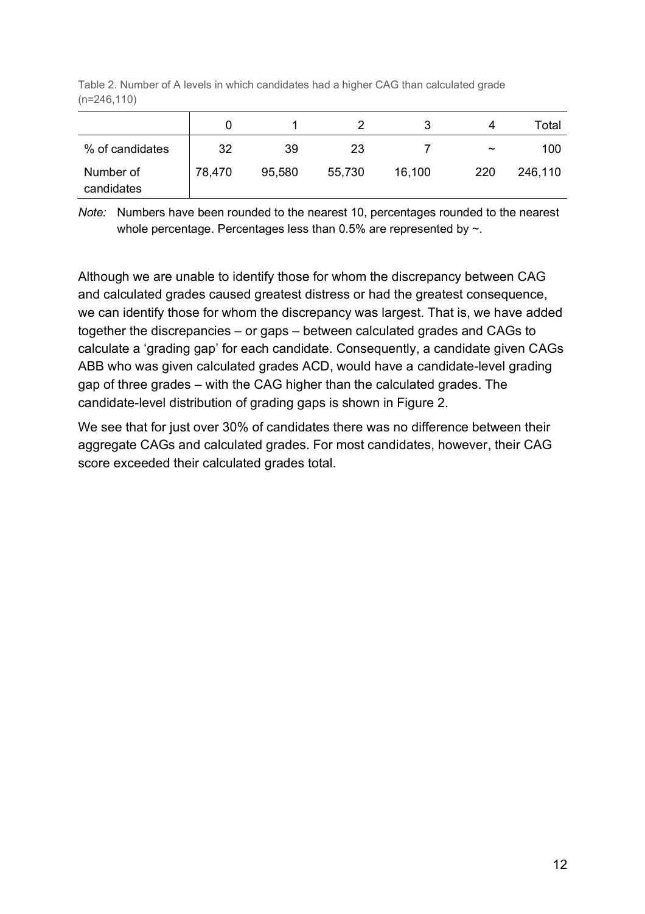Table 2. Number of A levels in which candidates had a higher CAG than calculated grade (n=246,110)

| | 0 | 1 | 2 | 3 | 4 | Total |
|---|---|---|---|---|---|---|
| % of candidates | 32 | 39 | 23 | 7 | ~ | 100 |
| Number of candidates | 78,470 | 95,580 | 55,730 | 16,100 | 220 | 246,110 |

*Note:* Numbers have been rounded to the nearest 10, percentages rounded to the nearest whole percentage. Percentages less than 0.5% are represented by ~.

Although we are unable to identify those for whom the discrepancy between CAG and calculated grades caused greatest distress or had the greatest consequence, we can identify those for whom the discrepancy was largest. That is, we have added together the discrepancies – or gaps – between calculated grades and CAGs to calculate a 'grading gap' for each candidate. Consequently, a candidate given CAGs ABB who was given calculated grades ACD, would have a candidate-level grading gap of three grades – with the CAG higher than the calculated grades. The candidate-level distribution of grading gaps is shown in Figure 2.

We see that for just over 30% of candidates there was no difference between their aggregate CAGs and calculated grades. For most candidates, however, their CAG score exceeded their calculated grades total.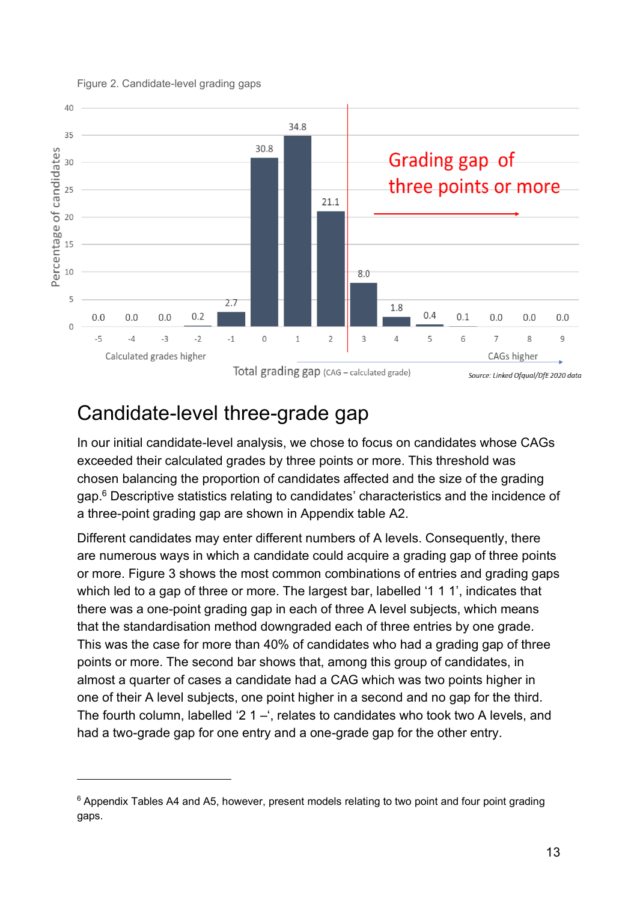Figure 2. Candidate-level grading gaps

| Total grading gap (CAG – calculated grade) | -5 | -4 | -3 | -2 | -1 | 0 | 1 | 2 | 3 | 4 | 5 | 6 | 7 | 8 | 9 |
|---|---|---|---|---|---|---|---|---|---|---|---|---|---|---|---|
| Percentage of candidates | 0.0 | 0.0 | 0.0 | 0.2 | 2.7 | 30.8 | 34.8 | 21.1 | 8.0 | 1.8 | 0.4 | 0.1 | 0.0 | 0.0 | 0.0 |

Calculated grades higher ← → CAGs higher. Grading gap of three points or more: 3 and above.

*Source: Linked Ofqual/DfE 2020 data*

## Candidate-level three-grade gap

In our initial candidate-level analysis, we chose to focus on candidates whose CAGs exceeded their calculated grades by three points or more. This threshold was chosen balancing the proportion of candidates affected and the size of the grading gap.[6] Descriptive statistics relating to candidates' characteristics and the incidence of a three-point grading gap are shown in Appendix table A2.

Different candidates may enter different numbers of A levels. Consequently, there are numerous ways in which a candidate could acquire a grading gap of three points or more. Figure 3 shows the most common combinations of entries and grading gaps which led to a gap of three or more. The largest bar, labelled '1 1 1', indicates that there was a one-point grading gap in each of three A level subjects, which means that the standardisation method downgraded each of three entries by one grade. This was the case for more than 40% of candidates who had a grading gap of three points or more. The second bar shows that, among this group of candidates, in almost a quarter of cases a candidate had a CAG which was two points higher in one of their A level subjects, one point higher in a second and no gap for the third. The fourth column, labelled '2 1 –', relates to candidates who took two A levels, and had a two-grade gap for one entry and a one-grade gap for the other entry.

[6] Appendix Tables A4 and A5, however, present models relating to two point and four point grading gaps.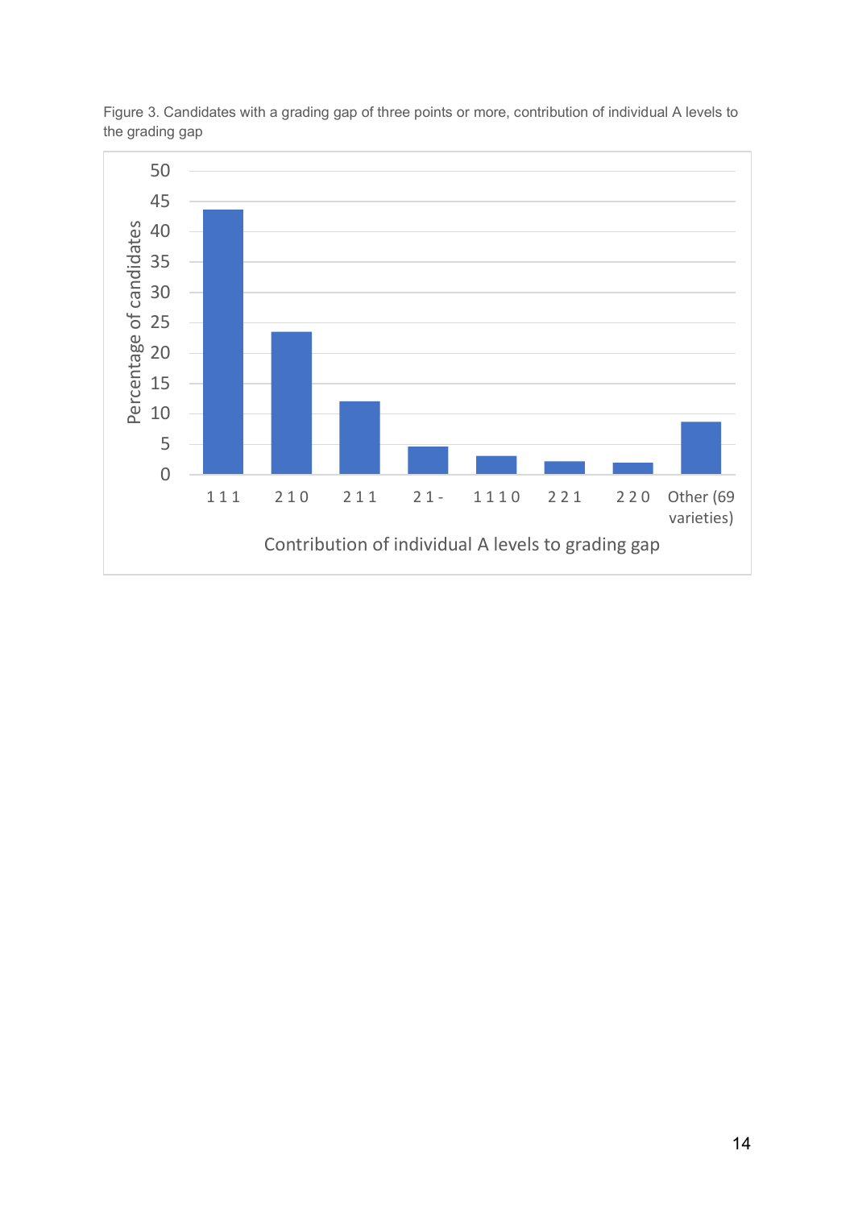Figure 3. Candidates with a grading gap of three points or more, contribution of individual A levels to the grading gap

| Contribution of individual A levels to grading gap | Percentage of candidates |
|---|---|
| 1 1 1 | 43.5 |
| 2 1 0 | 23.5 |
| 2 1 1 | 12 |
| 2 1 - | 4.5 |
| 1 1 1 0 | 3 |
| 2 2 1 | 2 |
| 2 2 0 | 2 |
| Other (69 varieties) | 8.5 |

*Values are approximate readings from the bar chart; no data labels are printed on the figure.*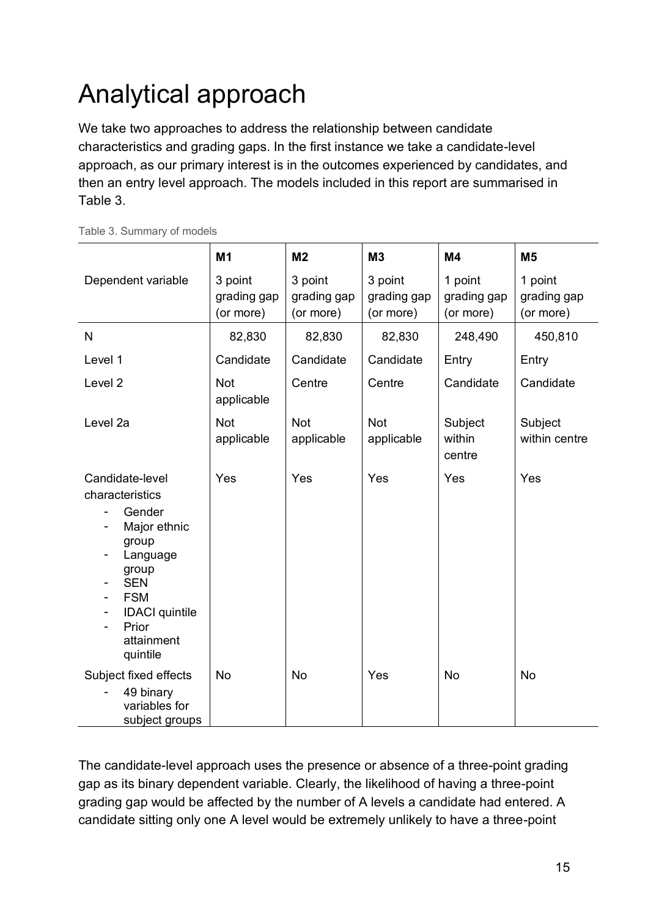# Analytical approach

We take two approaches to address the relationship between candidate characteristics and grading gaps. In the first instance we take a candidate-level approach, as our primary interest is in the outcomes experienced by candidates, and then an entry level approach. The models included in this report are summarised in Table 3.

Table 3. Summary of models

| | M1 | M2 | M3 | M4 | M5 |
|---|---|---|---|---|---|
| Dependent variable | 3 point grading gap (or more) | 3 point grading gap (or more) | 3 point grading gap (or more) | 1 point grading gap (or more) | 1 point grading gap (or more) |
| N | 82,830 | 82,830 | 82,830 | 248,490 | 450,810 |
| Level 1 | Candidate | Candidate | Candidate | Entry | Entry |
| Level 2 | Not applicable | Centre | Centre | Candidate | Candidate |
| Level 2a | Not applicable | Not applicable | Not applicable | Subject within centre | Subject within centre |
| Candidate-level characteristics<br>- Gender<br>- Major ethnic group<br>- Language group<br>- SEN<br>- FSM<br>- IDACI quintile<br>- Prior attainment quintile | Yes | Yes | Yes | Yes | Yes |
| Subject fixed effects<br>- 49 binary variables for subject groups | No | No | Yes | No | No |

The candidate-level approach uses the presence or absence of a three-point grading gap as its binary dependent variable. Clearly, the likelihood of having a three-point grading gap would be affected by the number of A levels a candidate had entered. A candidate sitting only one A level would be extremely unlikely to have a three-point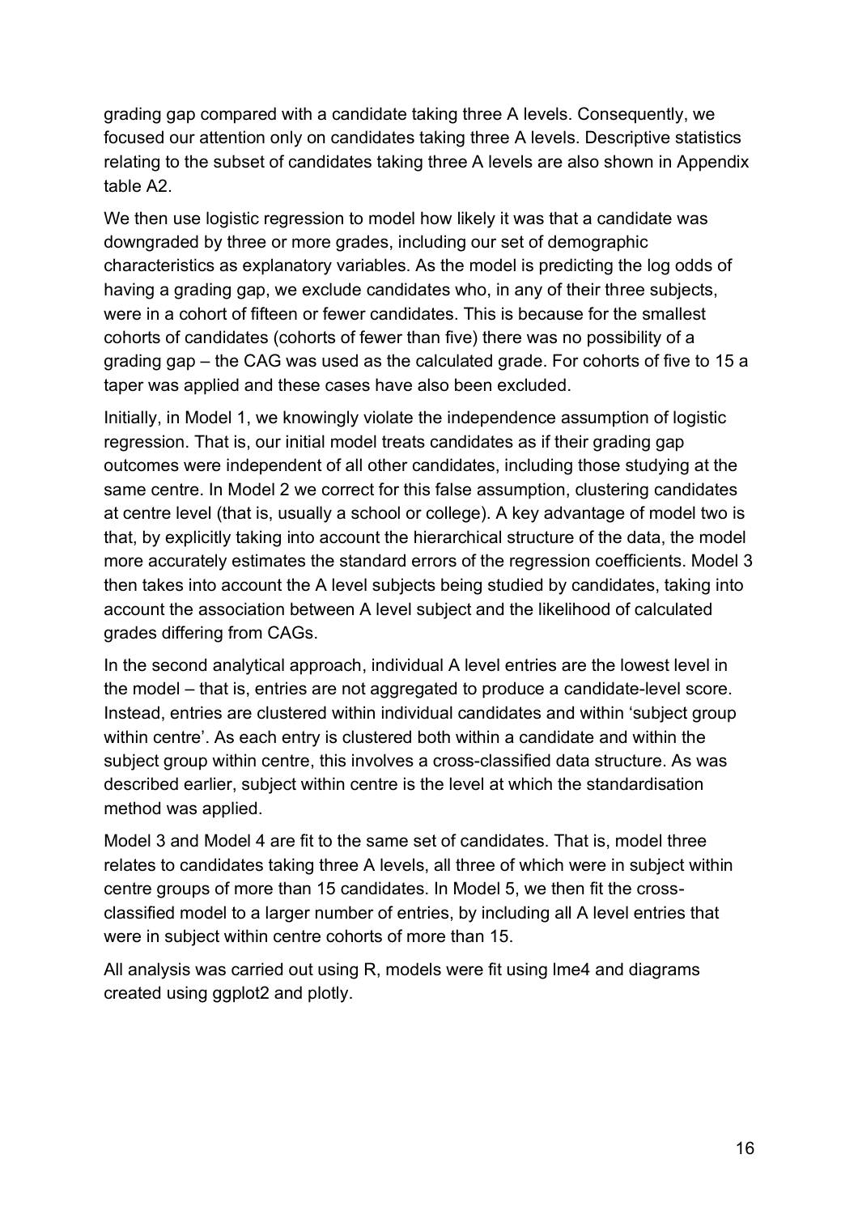grading gap compared with a candidate taking three A levels. Consequently, we focused our attention only on candidates taking three A levels. Descriptive statistics relating to the subset of candidates taking three A levels are also shown in Appendix table A2.

We then use logistic regression to model how likely it was that a candidate was downgraded by three or more grades, including our set of demographic characteristics as explanatory variables. As the model is predicting the log odds of having a grading gap, we exclude candidates who, in any of their three subjects, were in a cohort of fifteen or fewer candidates. This is because for the smallest cohorts of candidates (cohorts of fewer than five) there was no possibility of a grading gap – the CAG was used as the calculated grade. For cohorts of five to 15 a taper was applied and these cases have also been excluded.

Initially, in Model 1, we knowingly violate the independence assumption of logistic regression. That is, our initial model treats candidates as if their grading gap outcomes were independent of all other candidates, including those studying at the same centre. In Model 2 we correct for this false assumption, clustering candidates at centre level (that is, usually a school or college). A key advantage of model two is that, by explicitly taking into account the hierarchical structure of the data, the model more accurately estimates the standard errors of the regression coefficients. Model 3 then takes into account the A level subjects being studied by candidates, taking into account the association between A level subject and the likelihood of calculated grades differing from CAGs.

In the second analytical approach, individual A level entries are the lowest level in the model – that is, entries are not aggregated to produce a candidate-level score. Instead, entries are clustered within individual candidates and within 'subject group within centre'. As each entry is clustered both within a candidate and within the subject group within centre, this involves a cross-classified data structure. As was described earlier, subject within centre is the level at which the standardisation method was applied.

Model 3 and Model 4 are fit to the same set of candidates. That is, model three relates to candidates taking three A levels, all three of which were in subject within centre groups of more than 15 candidates. In Model 5, we then fit the cross-classified model to a larger number of entries, by including all A level entries that were in subject within centre cohorts of more than 15.

All analysis was carried out using R, models were fit using lme4 and diagrams created using ggplot2 and plotly.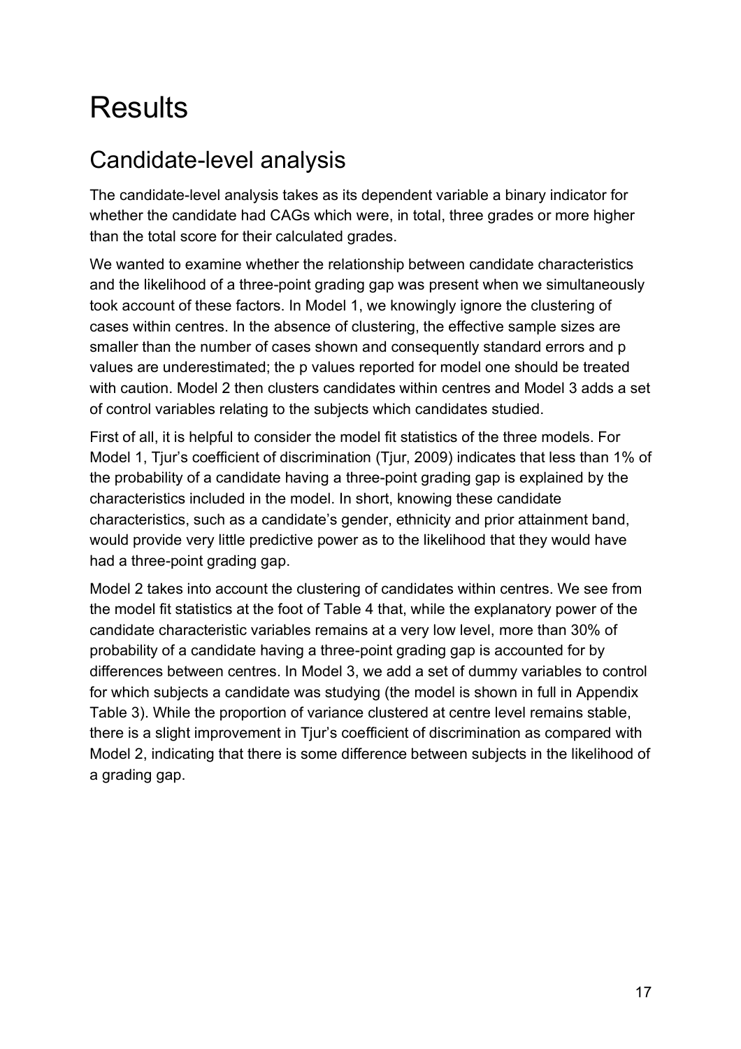# Results

## Candidate-level analysis

The candidate-level analysis takes as its dependent variable a binary indicator for whether the candidate had CAGs which were, in total, three grades or more higher than the total score for their calculated grades.

We wanted to examine whether the relationship between candidate characteristics and the likelihood of a three-point grading gap was present when we simultaneously took account of these factors. In Model 1, we knowingly ignore the clustering of cases within centres. In the absence of clustering, the effective sample sizes are smaller than the number of cases shown and consequently standard errors and p values are underestimated; the p values reported for model one should be treated with caution. Model 2 then clusters candidates within centres and Model 3 adds a set of control variables relating to the subjects which candidates studied.

First of all, it is helpful to consider the model fit statistics of the three models. For Model 1, Tjur's coefficient of discrimination (Tjur, 2009) indicates that less than 1% of the probability of a candidate having a three-point grading gap is explained by the characteristics included in the model. In short, knowing these candidate characteristics, such as a candidate's gender, ethnicity and prior attainment band, would provide very little predictive power as to the likelihood that they would have had a three-point grading gap.

Model 2 takes into account the clustering of candidates within centres. We see from the model fit statistics at the foot of Table 4 that, while the explanatory power of the candidate characteristic variables remains at a very low level, more than 30% of probability of a candidate having a three-point grading gap is accounted for by differences between centres. In Model 3, we add a set of dummy variables to control for which subjects a candidate was studying (the model is shown in full in Appendix Table 3). While the proportion of variance clustered at centre level remains stable, there is a slight improvement in Tjur's coefficient of discrimination as compared with Model 2, indicating that there is some difference between subjects in the likelihood of a grading gap.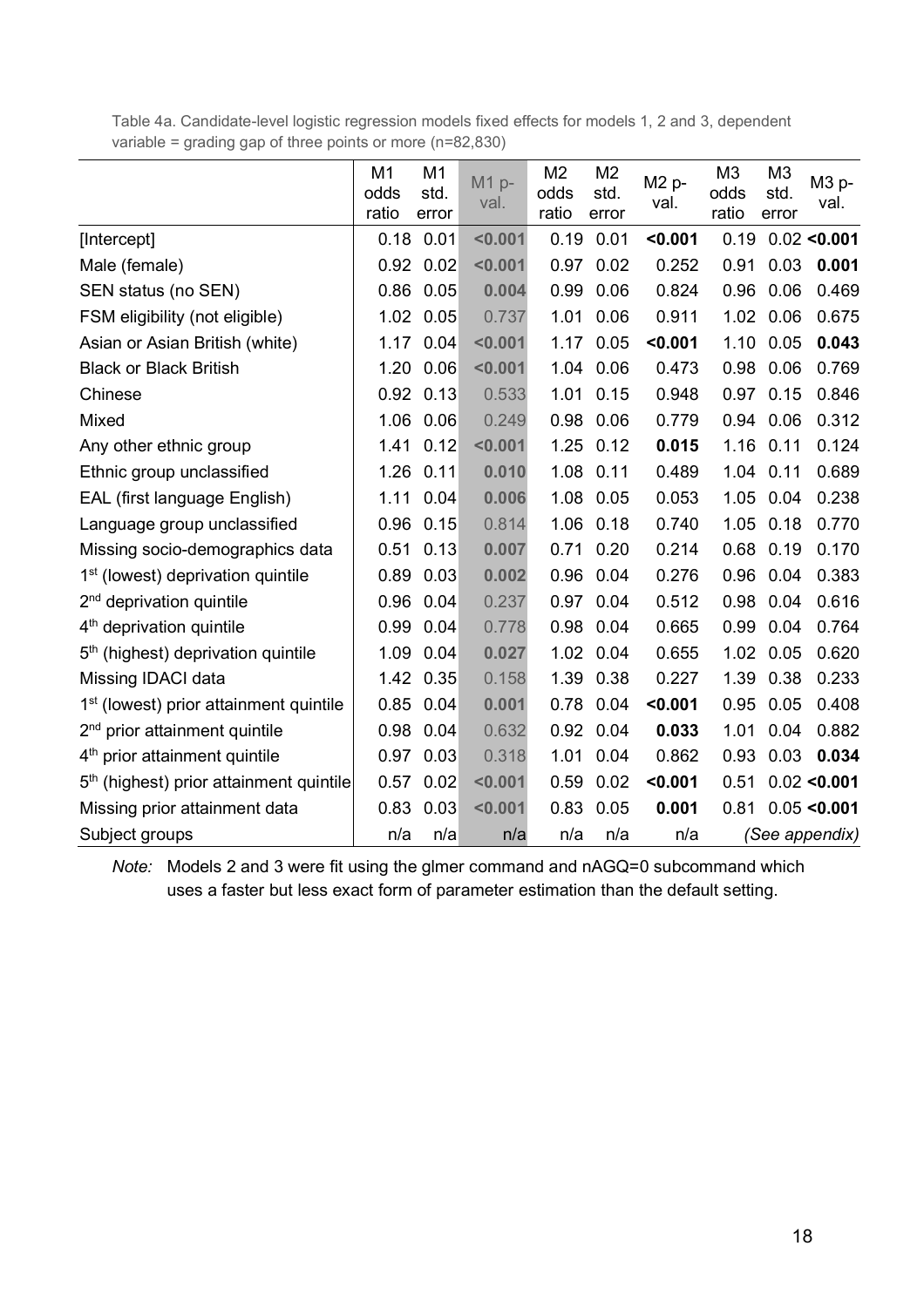Table 4a. Candidate-level logistic regression models fixed effects for models 1, 2 and 3, dependent variable = grading gap of three points or more (n=82,830)

| | M1 odds ratio | M1 std. error | M1 p-val. | M2 odds ratio | M2 std. error | M2 p-val. | M3 odds ratio | M3 std. error | M3 p-val. |
|---|---|---|---|---|---|---|---|---|---|
| [Intercept] | 0.18 | 0.01 | **<0.001** | 0.19 | 0.01 | **<0.001** | 0.19 | 0.02 | **<0.001** |
| Male (female) | 0.92 | 0.02 | **<0.001** | 0.97 | 0.02 | 0.252 | 0.91 | 0.03 | **0.001** |
| SEN status (no SEN) | 0.86 | 0.05 | **0.004** | 0.99 | 0.06 | 0.824 | 0.96 | 0.06 | 0.469 |
| FSM eligibility (not eligible) | 1.02 | 0.05 | 0.737 | 1.01 | 0.06 | 0.911 | 1.02 | 0.06 | 0.675 |
| Asian or Asian British (white) | 1.17 | 0.04 | **<0.001** | 1.17 | 0.05 | **<0.001** | 1.10 | 0.05 | **0.043** |
| Black or Black British | 1.20 | 0.06 | **<0.001** | 1.04 | 0.06 | 0.473 | 0.98 | 0.06 | 0.769 |
| Chinese | 0.92 | 0.13 | 0.533 | 1.01 | 0.15 | 0.948 | 0.97 | 0.15 | 0.846 |
| Mixed | 1.06 | 0.06 | 0.249 | 0.98 | 0.06 | 0.779 | 0.94 | 0.06 | 0.312 |
| Any other ethnic group | 1.41 | 0.12 | **<0.001** | 1.25 | 0.12 | **0.015** | 1.16 | 0.11 | 0.124 |
| Ethnic group unclassified | 1.26 | 0.11 | **0.010** | 1.08 | 0.11 | 0.489 | 1.04 | 0.11 | 0.689 |
| EAL (first language English) | 1.11 | 0.04 | **0.006** | 1.08 | 0.05 | 0.053 | 1.05 | 0.04 | 0.238 |
| Language group unclassified | 0.96 | 0.15 | 0.814 | 1.06 | 0.18 | 0.740 | 1.05 | 0.18 | 0.770 |
| Missing socio-demographics data | 0.51 | 0.13 | **0.007** | 0.71 | 0.20 | 0.214 | 0.68 | 0.19 | 0.170 |
| 1st (lowest) deprivation quintile | 0.89 | 0.03 | **0.002** | 0.96 | 0.04 | 0.276 | 0.96 | 0.04 | 0.383 |
| 2nd deprivation quintile | 0.96 | 0.04 | 0.237 | 0.97 | 0.04 | 0.512 | 0.98 | 0.04 | 0.616 |
| 4th deprivation quintile | 0.99 | 0.04 | 0.778 | 0.98 | 0.04 | 0.665 | 0.99 | 0.04 | 0.764 |
| 5th (highest) deprivation quintile | 1.09 | 0.04 | **0.027** | 1.02 | 0.04 | 0.655 | 1.02 | 0.05 | 0.620 |
| Missing IDACI data | 1.42 | 0.35 | 0.158 | 1.39 | 0.38 | 0.227 | 1.39 | 0.38 | 0.233 |
| 1st (lowest) prior attainment quintile | 0.85 | 0.04 | **0.001** | 0.78 | 0.04 | **<0.001** | 0.95 | 0.05 | 0.408 |
| 2nd prior attainment quintile | 0.98 | 0.04 | 0.632 | 0.92 | 0.04 | **0.033** | 1.01 | 0.04 | 0.882 |
| 4th prior attainment quintile | 0.97 | 0.03 | 0.318 | 1.01 | 0.04 | 0.862 | 0.93 | 0.03 | **0.034** |
| 5th (highest) prior attainment quintile | 0.57 | 0.02 | **<0.001** | 0.59 | 0.02 | **<0.001** | 0.51 | 0.02 | **<0.001** |
| Missing prior attainment data | 0.83 | 0.03 | **<0.001** | 0.83 | 0.05 | **0.001** | 0.81 | 0.05 | **<0.001** |
| Subject groups | n/a | n/a | n/a | n/a | n/a | n/a | *(See appendix)* | | |

*Note:* Models 2 and 3 were fit using the glmer command and nAGQ=0 subcommand which uses a faster but less exact form of parameter estimation than the default setting.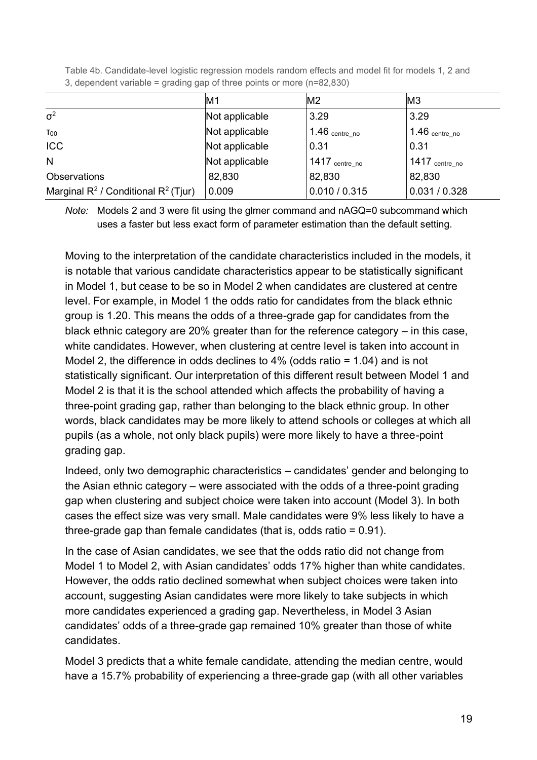Table 4b. Candidate-level logistic regression models random effects and model fit for models 1, 2 and 3, dependent variable = grading gap of three points or more (n=82,830)

| | M1 | M2 | M3 |
|---|---|---|---|
| $\sigma^2$ | Not applicable | 3.29 | 3.29 |
| $\tau_{00}$ | Not applicable | $1.46_{\text{centre\_no}}$ | $1.46_{\text{centre\_no}}$ |
| ICC | Not applicable | 0.31 | 0.31 |
| N | Not applicable | $1417_{\text{centre\_no}}$ | $1417_{\text{centre\_no}}$ |
| Observations | 82,830 | 82,830 | 82,830 |
| Marginal $R^2$ / Conditional $R^2$ (Tjur) | 0.009 | 0.010 / 0.315 | 0.031 / 0.328 |

*Note:* Models 2 and 3 were fit using the glmer command and nAGQ=0 subcommand which uses a faster but less exact form of parameter estimation than the default setting.

Moving to the interpretation of the candidate characteristics included in the models, it is notable that various candidate characteristics appear to be statistically significant in Model 1, but cease to be so in Model 2 when candidates are clustered at centre level. For example, in Model 1 the odds ratio for candidates from the black ethnic group is 1.20. This means the odds of a three-grade gap for candidates from the black ethnic category are 20% greater than for the reference category – in this case, white candidates. However, when clustering at centre level is taken into account in Model 2, the difference in odds declines to 4% (odds ratio = 1.04) and is not statistically significant. Our interpretation of this different result between Model 1 and Model 2 is that it is the school attended which affects the probability of having a three-point grading gap, rather than belonging to the black ethnic group. In other words, black candidates may be more likely to attend schools or colleges at which all pupils (as a whole, not only black pupils) were more likely to have a three-point grading gap.

Indeed, only two demographic characteristics – candidates' gender and belonging to the Asian ethnic category – were associated with the odds of a three-point grading gap when clustering and subject choice were taken into account (Model 3). In both cases the effect size was very small. Male candidates were 9% less likely to have a three-grade gap than female candidates (that is, odds ratio = 0.91).

In the case of Asian candidates, we see that the odds ratio did not change from Model 1 to Model 2, with Asian candidates' odds 17% higher than white candidates. However, the odds ratio declined somewhat when subject choices were taken into account, suggesting Asian candidates were more likely to take subjects in which more candidates experienced a grading gap. Nevertheless, in Model 3 Asian candidates' odds of a three-grade gap remained 10% greater than those of white candidates.

Model 3 predicts that a white female candidate, attending the median centre, would have a 15.7% probability of experiencing a three-grade gap (with all other variables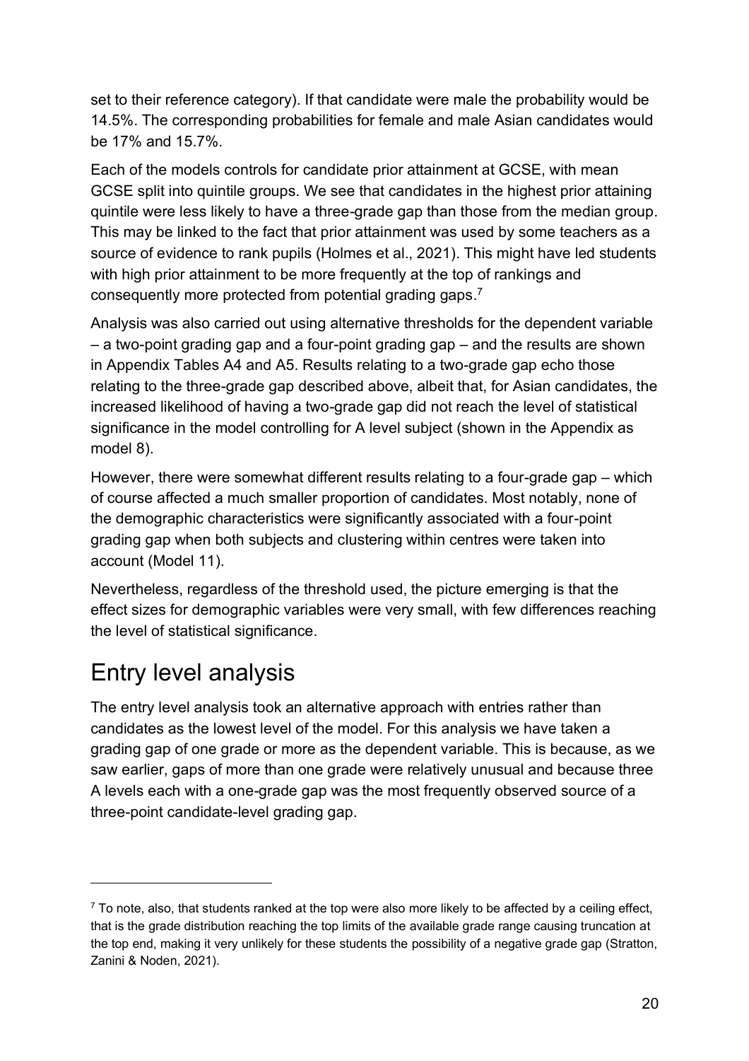set to their reference category). If that candidate were male the probability would be 14.5%. The corresponding probabilities for female and male Asian candidates would be 17% and 15.7%.

Each of the models controls for candidate prior attainment at GCSE, with mean GCSE split into quintile groups. We see that candidates in the highest prior attaining quintile were less likely to have a three-grade gap than those from the median group. This may be linked to the fact that prior attainment was used by some teachers as a source of evidence to rank pupils (Holmes et al., 2021). This might have led students with high prior attainment to be more frequently at the top of rankings and consequently more protected from potential grading gaps.[7]

Analysis was also carried out using alternative thresholds for the dependent variable – a two-point grading gap and a four-point grading gap – and the results are shown in Appendix Tables A4 and A5. Results relating to a two-grade gap echo those relating to the three-grade gap described above, albeit that, for Asian candidates, the increased likelihood of having a two-grade gap did not reach the level of statistical significance in the model controlling for A level subject (shown in the Appendix as model 8).

However, there were somewhat different results relating to a four-grade gap – which of course affected a much smaller proportion of candidates. Most notably, none of the demographic characteristics were significantly associated with a four-point grading gap when both subjects and clustering within centres were taken into account (Model 11).

Nevertheless, regardless of the threshold used, the picture emerging is that the effect sizes for demographic variables were very small, with few differences reaching the level of statistical significance.

# Entry level analysis

The entry level analysis took an alternative approach with entries rather than candidates as the lowest level of the model. For this analysis we have taken a grading gap of one grade or more as the dependent variable. This is because, as we saw earlier, gaps of more than one grade were relatively unusual and because three A levels each with a one-grade gap was the most frequently observed source of a three-point candidate-level grading gap.

---

[7] To note, also, that students ranked at the top were also more likely to be affected by a ceiling effect, that is the grade distribution reaching the top limits of the available grade range causing truncation at the top end, making it very unlikely for these students the possibility of a negative grade gap (Stratton, Zanini & Noden, 2021).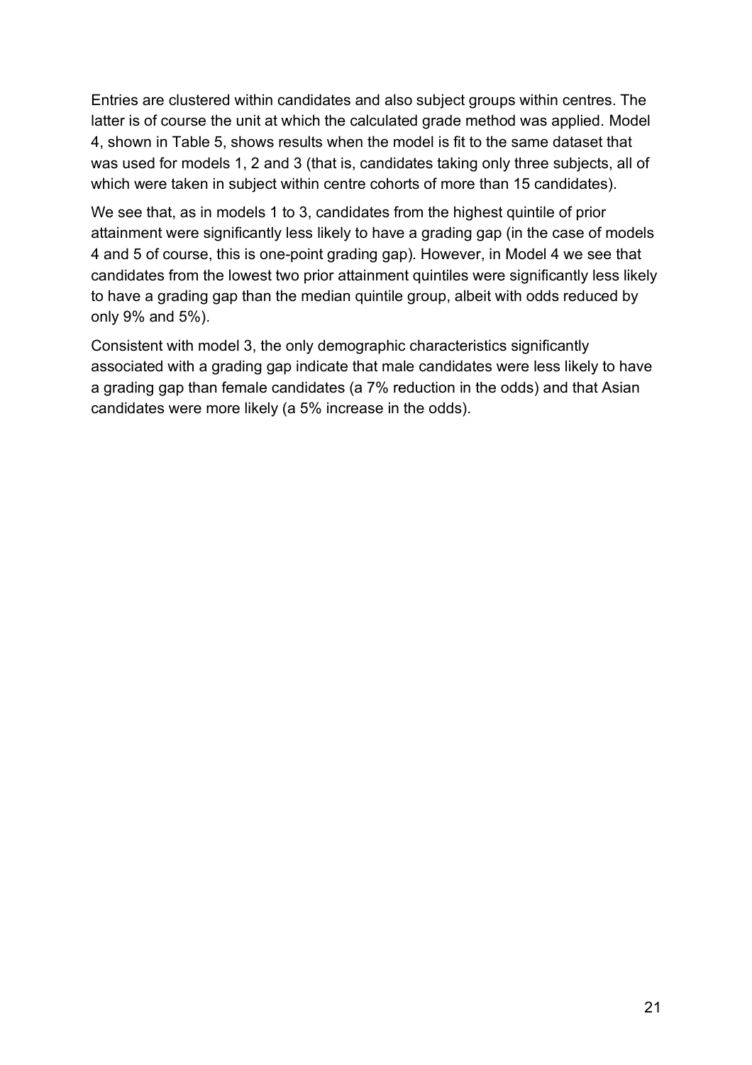Entries are clustered within candidates and also subject groups within centres. The latter is of course the unit at which the calculated grade method was applied. Model 4, shown in Table 5, shows results when the model is fit to the same dataset that was used for models 1, 2 and 3 (that is, candidates taking only three subjects, all of which were taken in subject within centre cohorts of more than 15 candidates).

We see that, as in models 1 to 3, candidates from the highest quintile of prior attainment were significantly less likely to have a grading gap (in the case of models 4 and 5 of course, this is one-point grading gap). However, in Model 4 we see that candidates from the lowest two prior attainment quintiles were significantly less likely to have a grading gap than the median quintile group, albeit with odds reduced by only 9% and 5%).

Consistent with model 3, the only demographic characteristics significantly associated with a grading gap indicate that male candidates were less likely to have a grading gap than female candidates (a 7% reduction in the odds) and that Asian candidates were more likely (a 5% increase in the odds).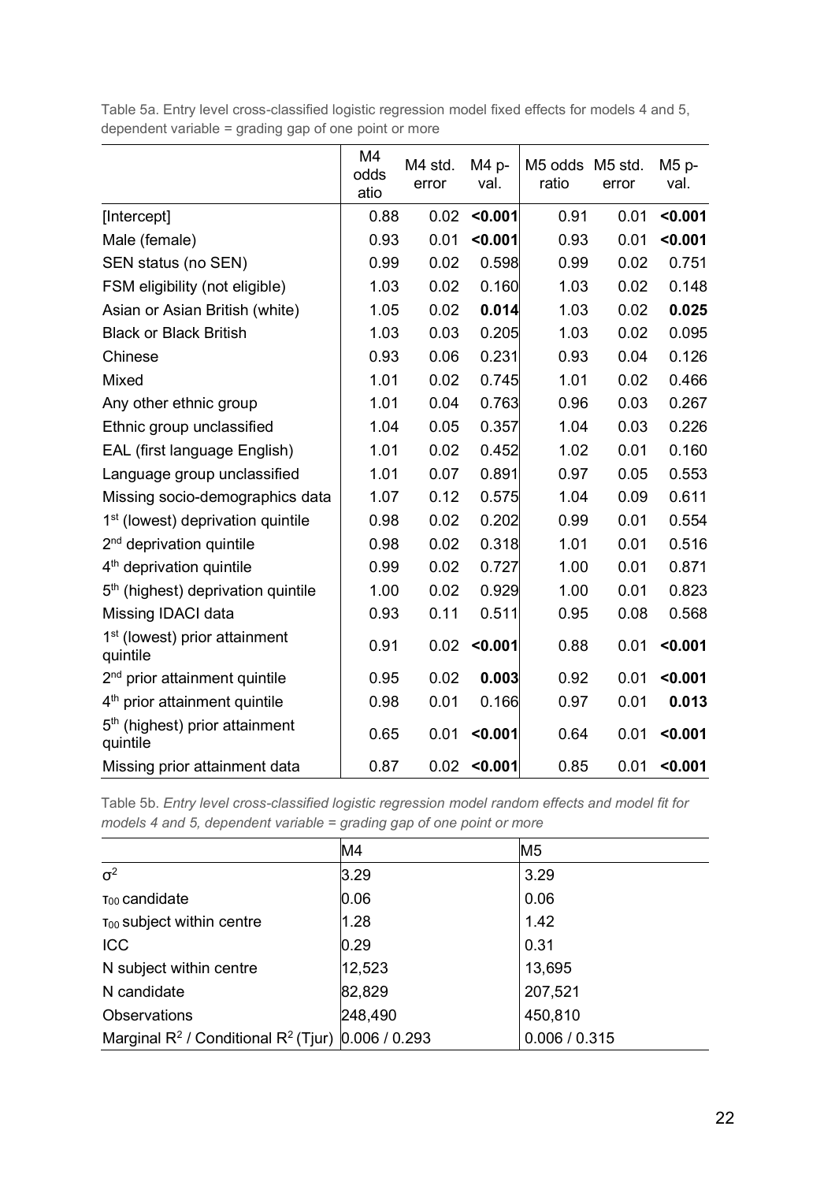Table 5a. Entry level cross-classified logistic regression model fixed effects for models 4 and 5, dependent variable = grading gap of one point or more

| | M4 odds atio | M4 std. error | M4 p-val. | M5 odds ratio | M5 std. error | M5 p-val. |
|---|---|---|---|---|---|---|
| [Intercept] | 0.88 | 0.02 | **<0.001** | 0.91 | 0.01 | **<0.001** |
| Male (female) | 0.93 | 0.01 | **<0.001** | 0.93 | 0.01 | **<0.001** |
| SEN status (no SEN) | 0.99 | 0.02 | 0.598 | 0.99 | 0.02 | 0.751 |
| FSM eligibility (not eligible) | 1.03 | 0.02 | 0.160 | 1.03 | 0.02 | 0.148 |
| Asian or Asian British (white) | 1.05 | 0.02 | **0.014** | 1.03 | 0.02 | **0.025** |
| Black or Black British | 1.03 | 0.03 | 0.205 | 1.03 | 0.02 | 0.095 |
| Chinese | 0.93 | 0.06 | 0.231 | 0.93 | 0.04 | 0.126 |
| Mixed | 1.01 | 0.02 | 0.745 | 1.01 | 0.02 | 0.466 |
| Any other ethnic group | 1.01 | 0.04 | 0.763 | 0.96 | 0.03 | 0.267 |
| Ethnic group unclassified | 1.04 | 0.05 | 0.357 | 1.04 | 0.03 | 0.226 |
| EAL (first language English) | 1.01 | 0.02 | 0.452 | 1.02 | 0.01 | 0.160 |
| Language group unclassified | 1.01 | 0.07 | 0.891 | 0.97 | 0.05 | 0.553 |
| Missing socio-demographics data | 1.07 | 0.12 | 0.575 | 1.04 | 0.09 | 0.611 |
| 1st (lowest) deprivation quintile | 0.98 | 0.02 | 0.202 | 0.99 | 0.01 | 0.554 |
| 2nd deprivation quintile | 0.98 | 0.02 | 0.318 | 1.01 | 0.01 | 0.516 |
| 4th deprivation quintile | 0.99 | 0.02 | 0.727 | 1.00 | 0.01 | 0.871 |
| 5th (highest) deprivation quintile | 1.00 | 0.02 | 0.929 | 1.00 | 0.01 | 0.823 |
| Missing IDACI data | 0.93 | 0.11 | 0.511 | 0.95 | 0.08 | 0.568 |
| 1st (lowest) prior attainment quintile | 0.91 | 0.02 | **<0.001** | 0.88 | 0.01 | **<0.001** |
| 2nd prior attainment quintile | 0.95 | 0.02 | **0.003** | 0.92 | 0.01 | **<0.001** |
| 4th prior attainment quintile | 0.98 | 0.01 | 0.166 | 0.97 | 0.01 | **0.013** |
| 5th (highest) prior attainment quintile | 0.65 | 0.01 | **<0.001** | 0.64 | 0.01 | **<0.001** |
| Missing prior attainment data | 0.87 | 0.02 | **<0.001** | 0.85 | 0.01 | **<0.001** |

Table 5b. *Entry level cross-classified logistic regression model random effects and model fit for models 4 and 5, dependent variable = grading gap of one point or more*

| | M4 | M5 |
|---|---|---|
| $\sigma^2$ | 3.29 | 3.29 |
| $\tau_{00}$ candidate | 0.06 | 0.06 |
| $\tau_{00}$ subject within centre | 1.28 | 1.42 |
| ICC | 0.29 | 0.31 |
| N subject within centre | 12,523 | 13,695 |
| N candidate | 82,829 | 207,521 |
| Observations | 248,490 | 450,810 |
| Marginal $R^2$ / Conditional $R^2$ (Tjur) | 0.006 / 0.293 | 0.006 / 0.315 |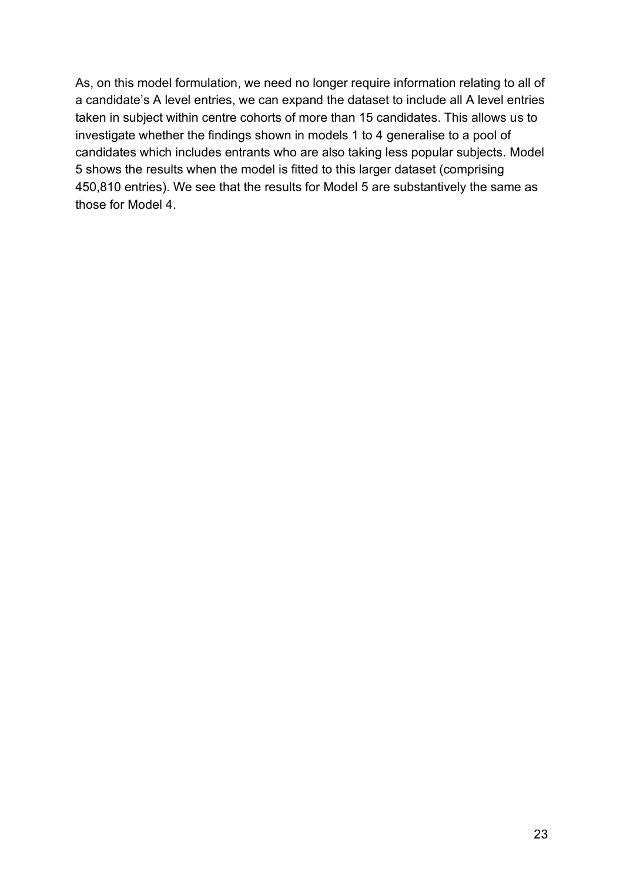As, on this model formulation, we need no longer require information relating to all of a candidate's A level entries, we can expand the dataset to include all A level entries taken in subject within centre cohorts of more than 15 candidates. This allows us to investigate whether the findings shown in models 1 to 4 generalise to a pool of candidates which includes entrants who are also taking less popular subjects. Model 5 shows the results when the model is fitted to this larger dataset (comprising 450,810 entries). We see that the results for Model 5 are substantively the same as those for Model 4.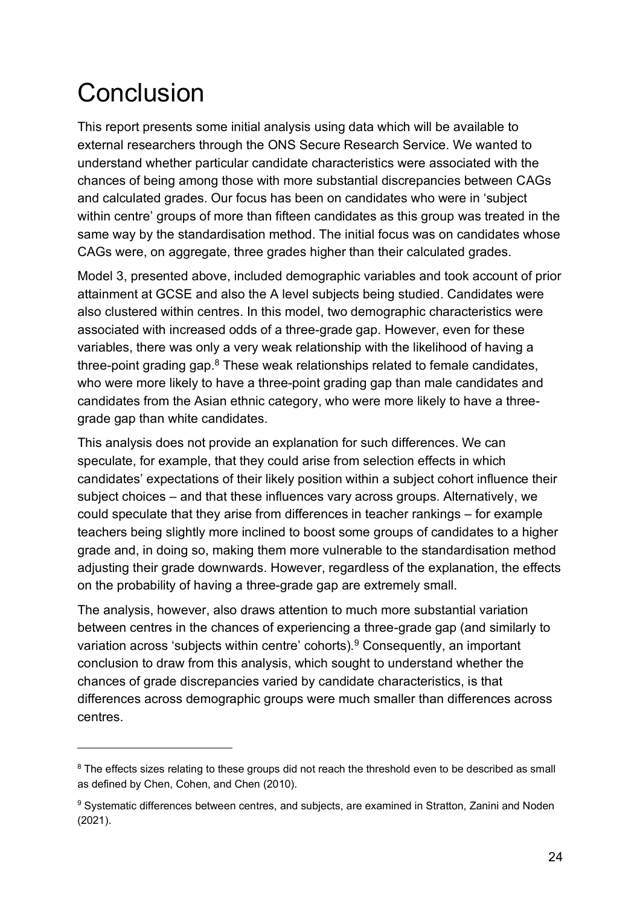# Conclusion

This report presents some initial analysis using data which will be available to external researchers through the ONS Secure Research Service. We wanted to understand whether particular candidate characteristics were associated with the chances of being among those with more substantial discrepancies between CAGs and calculated grades. Our focus has been on candidates who were in 'subject within centre' groups of more than fifteen candidates as this group was treated in the same way by the standardisation method. The initial focus was on candidates whose CAGs were, on aggregate, three grades higher than their calculated grades.

Model 3, presented above, included demographic variables and took account of prior attainment at GCSE and also the A level subjects being studied. Candidates were also clustered within centres. In this model, two demographic characteristics were associated with increased odds of a three-grade gap. However, even for these variables, there was only a very weak relationship with the likelihood of having a three-point grading gap.[8] These weak relationships related to female candidates, who were more likely to have a three-point grading gap than male candidates and candidates from the Asian ethnic category, who were more likely to have a three-grade gap than white candidates.

This analysis does not provide an explanation for such differences. We can speculate, for example, that they could arise from selection effects in which candidates' expectations of their likely position within a subject cohort influence their subject choices – and that these influences vary across groups. Alternatively, we could speculate that they arise from differences in teacher rankings – for example teachers being slightly more inclined to boost some groups of candidates to a higher grade and, in doing so, making them more vulnerable to the standardisation method adjusting their grade downwards. However, regardless of the explanation, the effects on the probability of having a three-grade gap are extremely small.

The analysis, however, also draws attention to much more substantial variation between centres in the chances of experiencing a three-grade gap (and similarly to variation across 'subjects within centre' cohorts).[9] Consequently, an important conclusion to draw from this analysis, which sought to understand whether the chances of grade discrepancies varied by candidate characteristics, is that differences across demographic groups were much smaller than differences across centres.

---

[8] The effects sizes relating to these groups did not reach the threshold even to be described as small as defined by Chen, Cohen, and Chen (2010).

[9] Systematic differences between centres, and subjects, are examined in Stratton, Zanini and Noden (2021).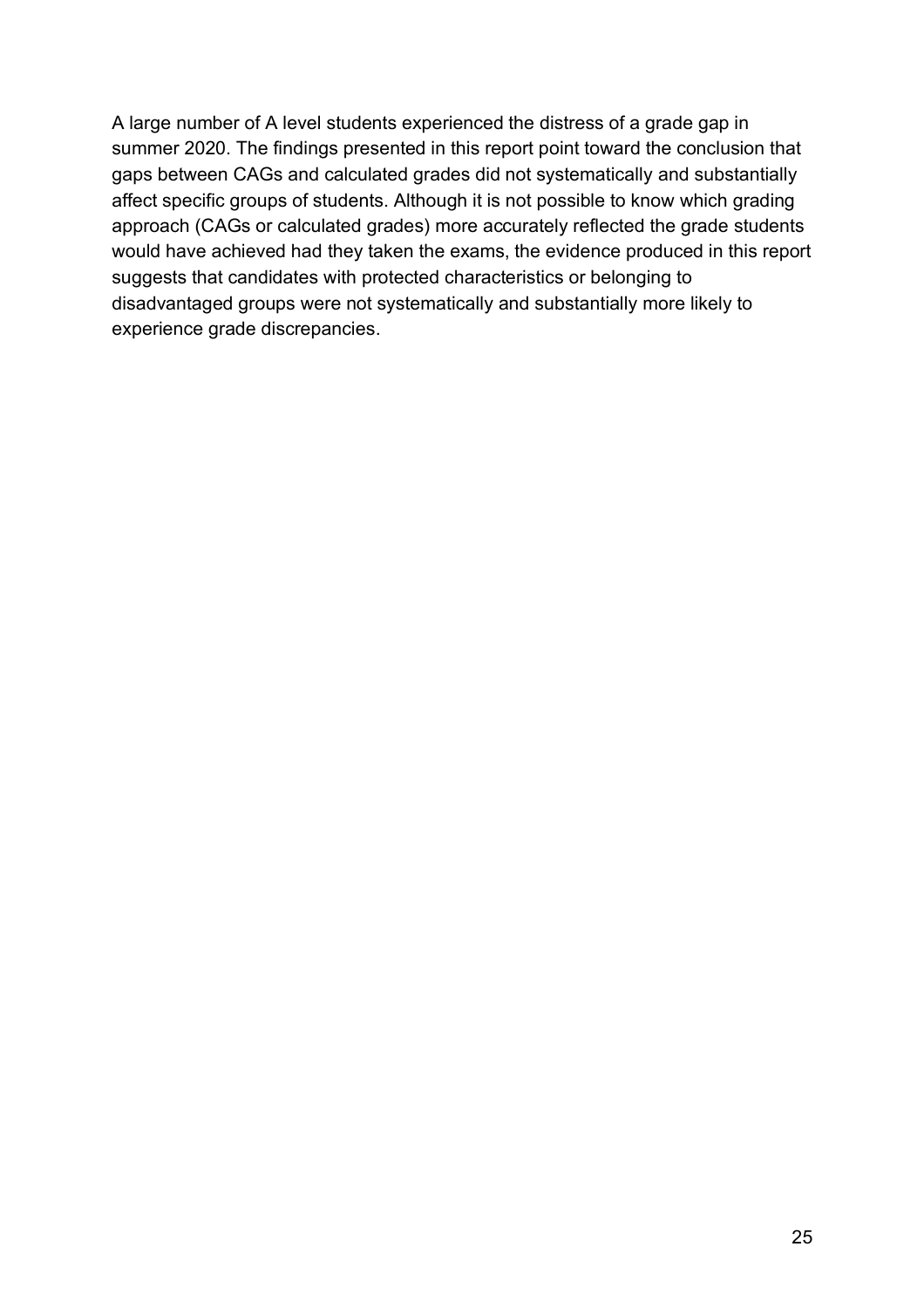A large number of A level students experienced the distress of a grade gap in summer 2020. The findings presented in this report point toward the conclusion that gaps between CAGs and calculated grades did not systematically and substantially affect specific groups of students. Although it is not possible to know which grading approach (CAGs or calculated grades) more accurately reflected the grade students would have achieved had they taken the exams, the evidence produced in this report suggests that candidates with protected characteristics or belonging to disadvantaged groups were not systematically and substantially more likely to experience grade discrepancies.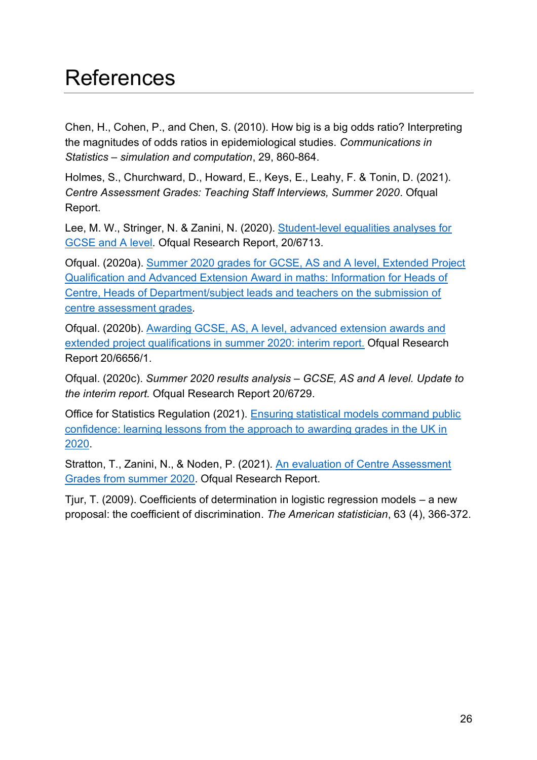# References

Chen, H., Cohen, P., and Chen, S. (2010). How big is a big odds ratio? Interpreting the magnitudes of odds ratios in epidemiological studies. *Communications in Statistics – simulation and computation*, 29, 860-864.

Holmes, S., Churchward, D., Howard, E., Keys, E., Leahy, F. & Tonin, D. (2021). *Centre Assessment Grades: Teaching Staff Interviews, Summer 2020*. Ofqual Report.

Lee, M. W., Stringer, N. & Zanini, N. (2020). Student-level equalities analyses for GCSE and A level. Ofqual Research Report, 20/6713.

Ofqual. (2020a). Summer 2020 grades for GCSE, AS and A level, Extended Project Qualification and Advanced Extension Award in maths: Information for Heads of Centre, Heads of Department/subject leads and teachers on the submission of centre assessment grades.

Ofqual. (2020b). Awarding GCSE, AS, A level, advanced extension awards and extended project qualifications in summer 2020: interim report. Ofqual Research Report 20/6656/1.

Ofqual. (2020c). *Summer 2020 results analysis – GCSE, AS and A level. Update to the interim report.* Ofqual Research Report 20/6729.

Office for Statistics Regulation (2021). Ensuring statistical models command public confidence: learning lessons from the approach to awarding grades in the UK in 2020.

Stratton, T., Zanini, N., & Noden, P. (2021). An evaluation of Centre Assessment Grades from summer 2020. Ofqual Research Report.

Tjur, T. (2009). Coefficients of determination in logistic regression models – a new proposal: the coefficient of discrimination. *The American statistician*, 63 (4), 366-372.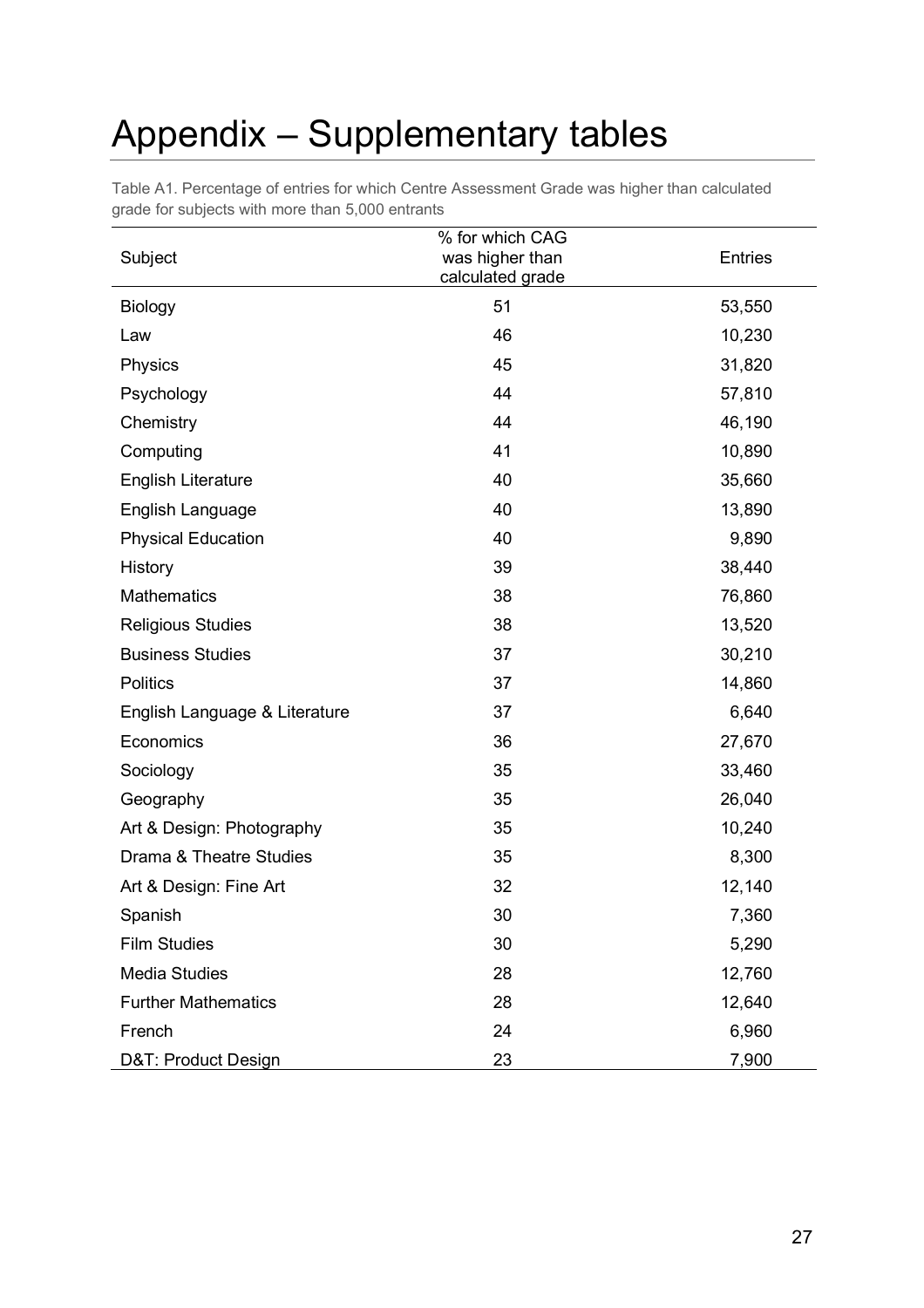# Appendix – Supplementary tables

Table A1. Percentage of entries for which Centre Assessment Grade was higher than calculated grade for subjects with more than 5,000 entrants

| Subject | % for which CAG was higher than calculated grade | Entries |
|---|---|---|
| Biology | 51 | 53,550 |
| Law | 46 | 10,230 |
| Physics | 45 | 31,820 |
| Psychology | 44 | 57,810 |
| Chemistry | 44 | 46,190 |
| Computing | 41 | 10,890 |
| English Literature | 40 | 35,660 |
| English Language | 40 | 13,890 |
| Physical Education | 40 | 9,890 |
| History | 39 | 38,440 |
| Mathematics | 38 | 76,860 |
| Religious Studies | 38 | 13,520 |
| Business Studies | 37 | 30,210 |
| Politics | 37 | 14,860 |
| English Language & Literature | 37 | 6,640 |
| Economics | 36 | 27,670 |
| Sociology | 35 | 33,460 |
| Geography | 35 | 26,040 |
| Art & Design: Photography | 35 | 10,240 |
| Drama & Theatre Studies | 35 | 8,300 |
| Art & Design: Fine Art | 32 | 12,140 |
| Spanish | 30 | 7,360 |
| Film Studies | 30 | 5,290 |
| Media Studies | 28 | 12,760 |
| Further Mathematics | 28 | 12,640 |
| French | 24 | 6,960 |
| D&T: Product Design | 23 | 7,900 |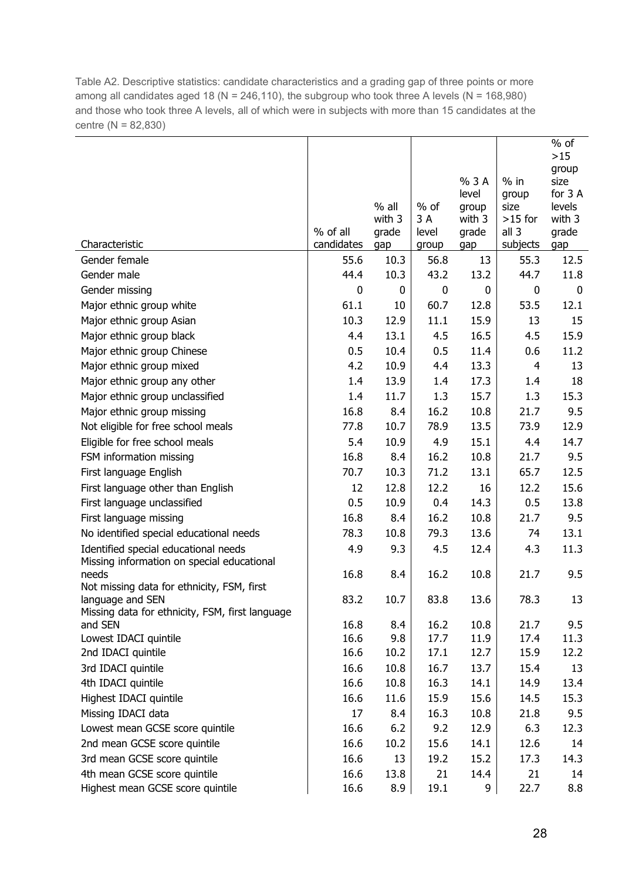Table A2. Descriptive statistics: candidate characteristics and a grading gap of three points or more among all candidates aged 18 (N = 246,110), the subgroup who took three A levels (N = 168,980) and those who took three A levels, all of which were in subjects with more than 15 candidates at the centre (N = 82,830)

| Characteristic | % of all candidates | % all with 3 grade gap | % of 3 A level group | % 3 A level group with 3 grade gap | % in group size >15 for all 3 subjects | % of >15 group size for 3 A levels with 3 grade gap |
|---|---|---|---|---|---|---|
| Gender female | 55.6 | 10.3 | 56.8 | 13 | 55.3 | 12.5 |
| Gender male | 44.4 | 10.3 | 43.2 | 13.2 | 44.7 | 11.8 |
| Gender missing | 0 | 0 | 0 | 0 | 0 | 0 |
| Major ethnic group white | 61.1 | 10 | 60.7 | 12.8 | 53.5 | 12.1 |
| Major ethnic group Asian | 10.3 | 12.9 | 11.1 | 15.9 | 13 | 15 |
| Major ethnic group black | 4.4 | 13.1 | 4.5 | 16.5 | 4.5 | 15.9 |
| Major ethnic group Chinese | 0.5 | 10.4 | 0.5 | 11.4 | 0.6 | 11.2 |
| Major ethnic group mixed | 4.2 | 10.9 | 4.4 | 13.3 | 4 | 13 |
| Major ethnic group any other | 1.4 | 13.9 | 1.4 | 17.3 | 1.4 | 18 |
| Major ethnic group unclassified | 1.4 | 11.7 | 1.3 | 15.7 | 1.3 | 15.3 |
| Major ethnic group missing | 16.8 | 8.4 | 16.2 | 10.8 | 21.7 | 9.5 |
| Not eligible for free school meals | 77.8 | 10.7 | 78.9 | 13.5 | 73.9 | 12.9 |
| Eligible for free school meals | 5.4 | 10.9 | 4.9 | 15.1 | 4.4 | 14.7 |
| FSM information missing | 16.8 | 8.4 | 16.2 | 10.8 | 21.7 | 9.5 |
| First language English | 70.7 | 10.3 | 71.2 | 13.1 | 65.7 | 12.5 |
| First language other than English | 12 | 12.8 | 12.2 | 16 | 12.2 | 15.6 |
| First language unclassified | 0.5 | 10.9 | 0.4 | 14.3 | 0.5 | 13.8 |
| First language missing | 16.8 | 8.4 | 16.2 | 10.8 | 21.7 | 9.5 |
| No identified special educational needs | 78.3 | 10.8 | 79.3 | 13.6 | 74 | 13.1 |
| Identified special educational needs | 4.9 | 9.3 | 4.5 | 12.4 | 4.3 | 11.3 |
| Missing information on special educational needs | 16.8 | 8.4 | 16.2 | 10.8 | 21.7 | 9.5 |
| Not missing data for ethnicity, FSM, first language and SEN | 83.2 | 10.7 | 83.8 | 13.6 | 78.3 | 13 |
| Missing data for ethnicity, FSM, first language and SEN | 16.8 | 8.4 | 16.2 | 10.8 | 21.7 | 9.5 |
| Lowest IDACI quintile | 16.6 | 9.8 | 17.7 | 11.9 | 17.4 | 11.3 |
| 2nd IDACI quintile | 16.6 | 10.2 | 17.1 | 12.7 | 15.9 | 12.2 |
| 3rd IDACI quintile | 16.6 | 10.8 | 16.7 | 13.7 | 15.4 | 13 |
| 4th IDACI quintile | 16.6 | 10.8 | 16.3 | 14.1 | 14.9 | 13.4 |
| Highest IDACI quintile | 16.6 | 11.6 | 15.9 | 15.6 | 14.5 | 15.3 |
| Missing IDACI data | 17 | 8.4 | 16.3 | 10.8 | 21.8 | 9.5 |
| Lowest mean GCSE score quintile | 16.6 | 6.2 | 9.2 | 12.9 | 6.3 | 12.3 |
| 2nd mean GCSE score quintile | 16.6 | 10.2 | 15.6 | 14.1 | 12.6 | 14 |
| 3rd mean GCSE score quintile | 16.6 | 13 | 19.2 | 15.2 | 17.3 | 14.3 |
| 4th mean GCSE score quintile | 16.6 | 13.8 | 21 | 14.4 | 21 | 14 |
| Highest mean GCSE score quintile | 16.6 | 8.9 | 19.1 | 9 | 22.7 | 8.8 |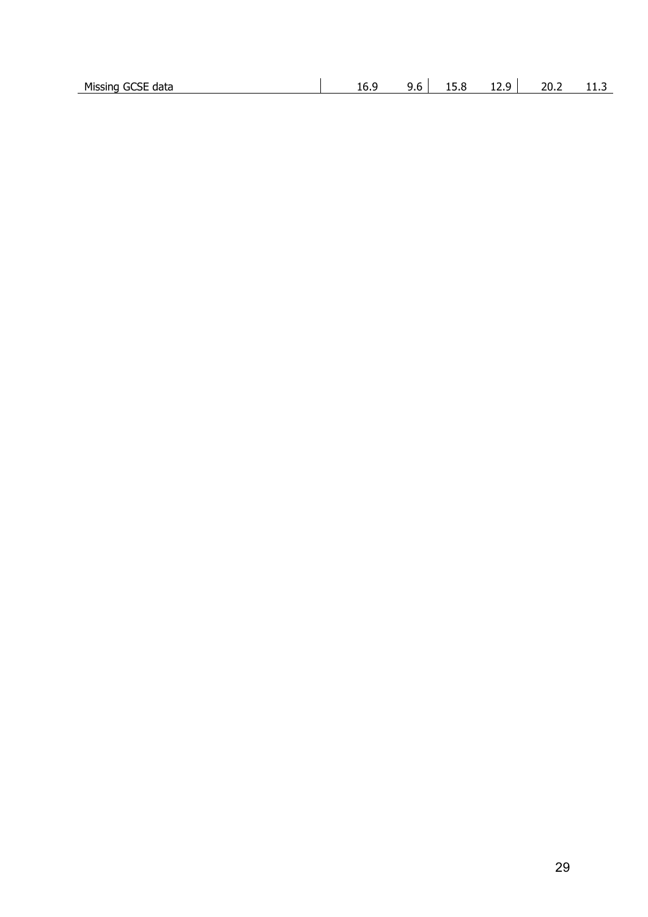| | | | | | | |
|---|---|---|---|---|---|---|
| Missing GCSE data | 16.9 | 9.6 | 15.8 | 12.9 | 20.2 | 11.3 |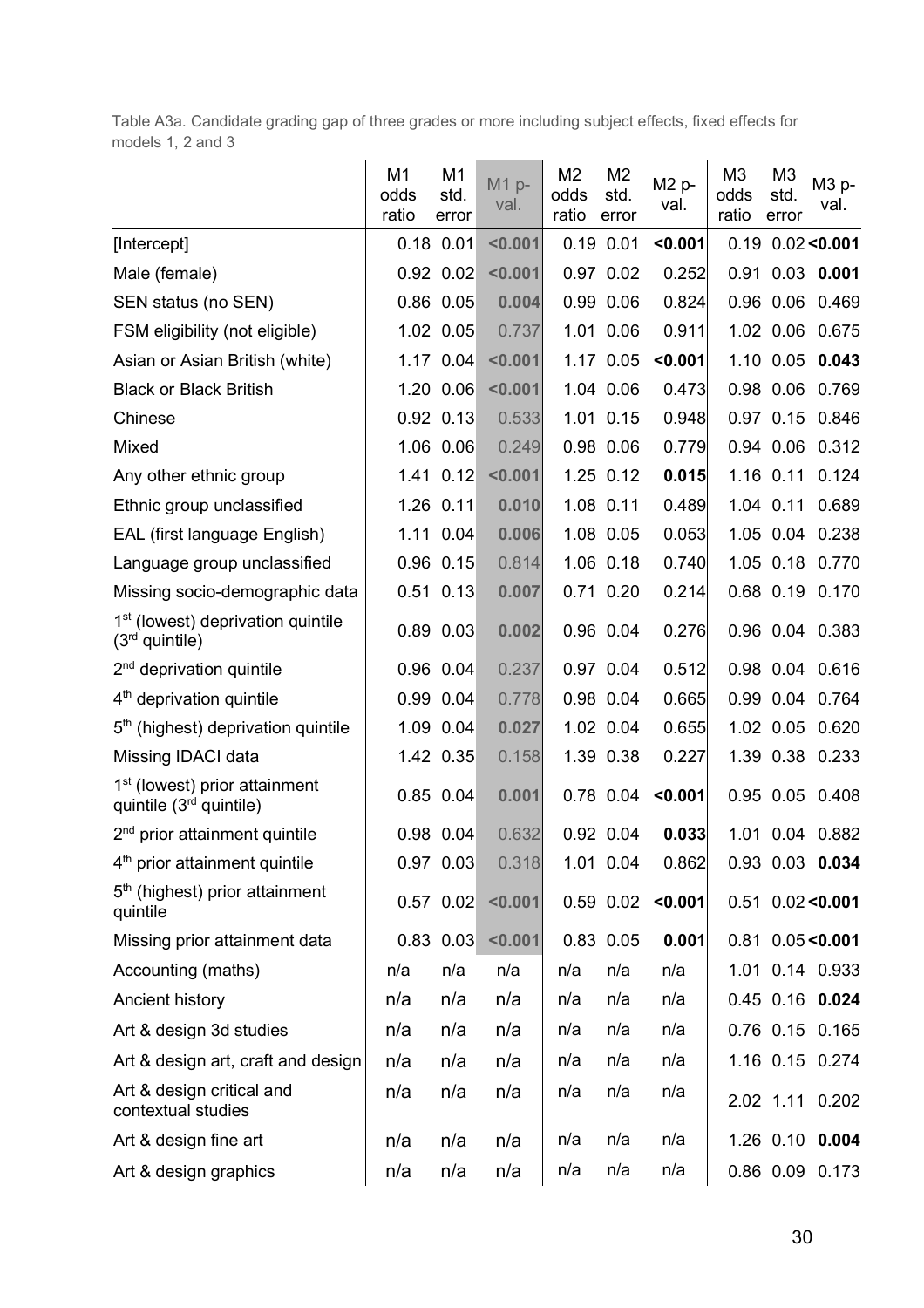Table A3a. Candidate grading gap of three grades or more including subject effects, fixed effects for models 1, 2 and 3

| | M1 odds ratio | M1 std. error | M1 p-val. | M2 odds ratio | M2 std. error | M2 p-val. | M3 odds ratio | M3 std. error | M3 p-val. |
|---|---|---|---|---|---|---|---|---|---|
| [Intercept] | 0.18 | 0.01 | **<0.001** | 0.19 | 0.01 | **<0.001** | 0.19 | 0.02 | **<0.001** |
| Male (female) | 0.92 | 0.02 | **<0.001** | 0.97 | 0.02 | 0.252 | 0.91 | 0.03 | **0.001** |
| SEN status (no SEN) | 0.86 | 0.05 | **0.004** | 0.99 | 0.06 | 0.824 | 0.96 | 0.06 | 0.469 |
| FSM eligibility (not eligible) | 1.02 | 0.05 | 0.737 | 1.01 | 0.06 | 0.911 | 1.02 | 0.06 | 0.675 |
| Asian or Asian British (white) | 1.17 | 0.04 | **<0.001** | 1.17 | 0.05 | **<0.001** | 1.10 | 0.05 | **0.043** |
| Black or Black British | 1.20 | 0.06 | **<0.001** | 1.04 | 0.06 | 0.473 | 0.98 | 0.06 | 0.769 |
| Chinese | 0.92 | 0.13 | 0.533 | 1.01 | 0.15 | 0.948 | 0.97 | 0.15 | 0.846 |
| Mixed | 1.06 | 0.06 | 0.249 | 0.98 | 0.06 | 0.779 | 0.94 | 0.06 | 0.312 |
| Any other ethnic group | 1.41 | 0.12 | **<0.001** | 1.25 | 0.12 | **0.015** | 1.16 | 0.11 | 0.124 |
| Ethnic group unclassified | 1.26 | 0.11 | **0.010** | 1.08 | 0.11 | 0.489 | 1.04 | 0.11 | 0.689 |
| EAL (first language English) | 1.11 | 0.04 | **0.006** | 1.08 | 0.05 | 0.053 | 1.05 | 0.04 | 0.238 |
| Language group unclassified | 0.96 | 0.15 | 0.814 | 1.06 | 0.18 | 0.740 | 1.05 | 0.18 | 0.770 |
| Missing socio-demographic data | 0.51 | 0.13 | **0.007** | 0.71 | 0.20 | 0.214 | 0.68 | 0.19 | 0.170 |
| 1st (lowest) deprivation quintile (3rd quintile) | 0.89 | 0.03 | **0.002** | 0.96 | 0.04 | 0.276 | 0.96 | 0.04 | 0.383 |
| 2nd deprivation quintile | 0.96 | 0.04 | 0.237 | 0.97 | 0.04 | 0.512 | 0.98 | 0.04 | 0.616 |
| 4th deprivation quintile | 0.99 | 0.04 | 0.778 | 0.98 | 0.04 | 0.665 | 0.99 | 0.04 | 0.764 |
| 5th (highest) deprivation quintile | 1.09 | 0.04 | **0.027** | 1.02 | 0.04 | 0.655 | 1.02 | 0.05 | 0.620 |
| Missing IDACI data | 1.42 | 0.35 | 0.158 | 1.39 | 0.38 | 0.227 | 1.39 | 0.38 | 0.233 |
| 1st (lowest) prior attainment quintile (3rd quintile) | 0.85 | 0.04 | **0.001** | 0.78 | 0.04 | **<0.001** | 0.95 | 0.05 | 0.408 |
| 2nd prior attainment quintile | 0.98 | 0.04 | 0.632 | 0.92 | 0.04 | **0.033** | 1.01 | 0.04 | 0.882 |
| 4th prior attainment quintile | 0.97 | 0.03 | 0.318 | 1.01 | 0.04 | 0.862 | 0.93 | 0.03 | **0.034** |
| 5th (highest) prior attainment quintile | 0.57 | 0.02 | **<0.001** | 0.59 | 0.02 | **<0.001** | 0.51 | 0.02 | **<0.001** |
| Missing prior attainment data | 0.83 | 0.03 | **<0.001** | 0.83 | 0.05 | **0.001** | 0.81 | 0.05 | **<0.001** |
| Accounting (maths) | n/a | n/a | n/a | n/a | n/a | n/a | 1.01 | 0.14 | 0.933 |
| Ancient history | n/a | n/a | n/a | n/a | n/a | n/a | 0.45 | 0.16 | **0.024** |
| Art & design 3d studies | n/a | n/a | n/a | n/a | n/a | n/a | 0.76 | 0.15 | 0.165 |
| Art & design art, craft and design | n/a | n/a | n/a | n/a | n/a | n/a | 1.16 | 0.15 | 0.274 |
| Art & design critical and contextual studies | n/a | n/a | n/a | n/a | n/a | n/a | 2.02 | 1.11 | 0.202 |
| Art & design fine art | n/a | n/a | n/a | n/a | n/a | n/a | 1.26 | 0.10 | **0.004** |
| Art & design graphics | n/a | n/a | n/a | n/a | n/a | n/a | 0.86 | 0.09 | 0.173 |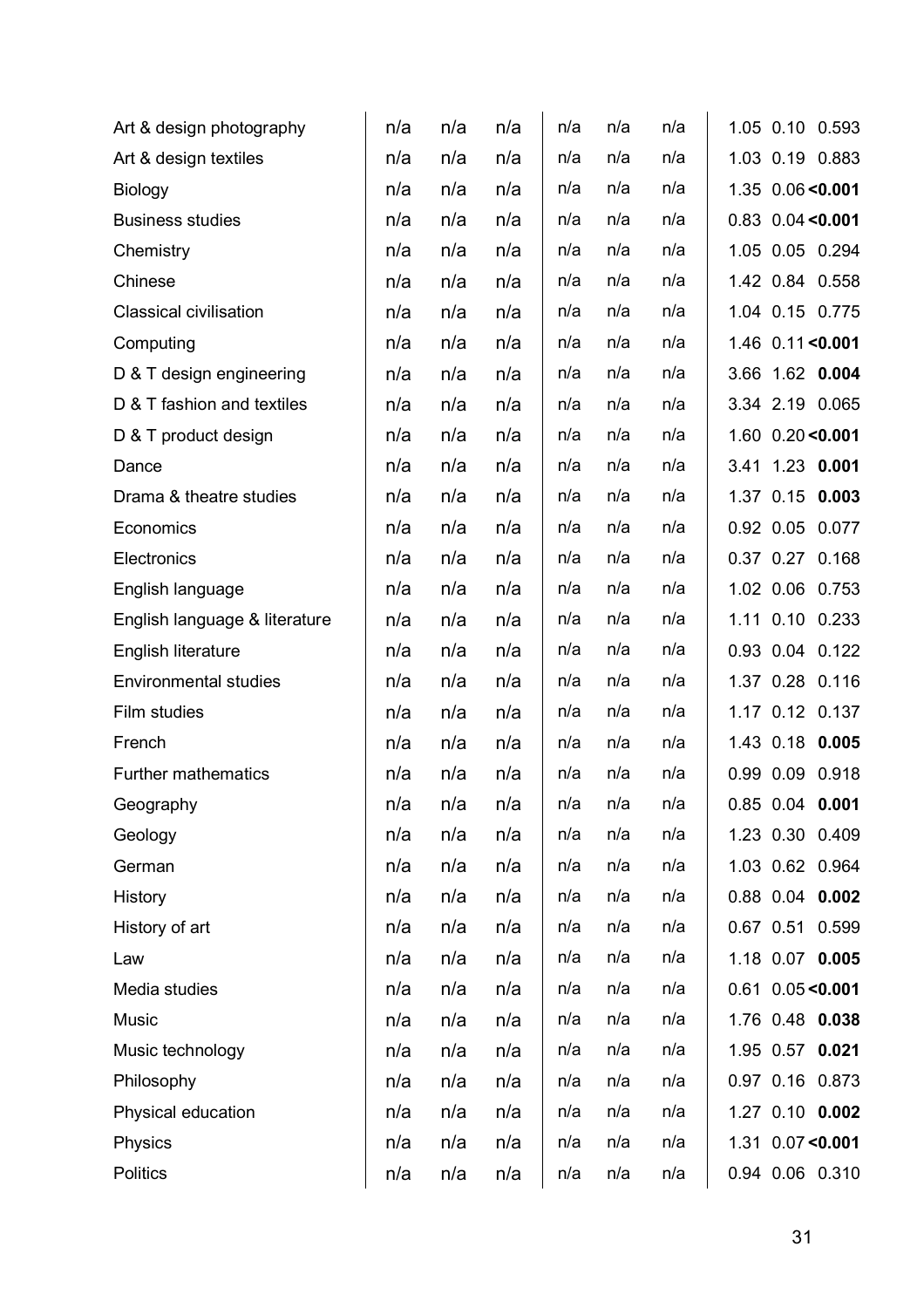| | | | | | | | | | |
|---|---|---|---|---|---|---|---|---|---|
| Art & design photography | n/a | n/a | n/a | n/a | n/a | n/a | 1.05 | 0.10 | 0.593 |
| Art & design textiles | n/a | n/a | n/a | n/a | n/a | n/a | 1.03 | 0.19 | 0.883 |
| Biology | n/a | n/a | n/a | n/a | n/a | n/a | 1.35 | 0.06 | **<0.001** |
| Business studies | n/a | n/a | n/a | n/a | n/a | n/a | 0.83 | 0.04 | **<0.001** |
| Chemistry | n/a | n/a | n/a | n/a | n/a | n/a | 1.05 | 0.05 | 0.294 |
| Chinese | n/a | n/a | n/a | n/a | n/a | n/a | 1.42 | 0.84 | 0.558 |
| Classical civilisation | n/a | n/a | n/a | n/a | n/a | n/a | 1.04 | 0.15 | 0.775 |
| Computing | n/a | n/a | n/a | n/a | n/a | n/a | 1.46 | 0.11 | **<0.001** |
| D & T design engineering | n/a | n/a | n/a | n/a | n/a | n/a | 3.66 | 1.62 | **0.004** |
| D & T fashion and textiles | n/a | n/a | n/a | n/a | n/a | n/a | 3.34 | 2.19 | 0.065 |
| D & T product design | n/a | n/a | n/a | n/a | n/a | n/a | 1.60 | 0.20 | **<0.001** |
| Dance | n/a | n/a | n/a | n/a | n/a | n/a | 3.41 | 1.23 | **0.001** |
| Drama & theatre studies | n/a | n/a | n/a | n/a | n/a | n/a | 1.37 | 0.15 | **0.003** |
| Economics | n/a | n/a | n/a | n/a | n/a | n/a | 0.92 | 0.05 | 0.077 |
| Electronics | n/a | n/a | n/a | n/a | n/a | n/a | 0.37 | 0.27 | 0.168 |
| English language | n/a | n/a | n/a | n/a | n/a | n/a | 1.02 | 0.06 | 0.753 |
| English language & literature | n/a | n/a | n/a | n/a | n/a | n/a | 1.11 | 0.10 | 0.233 |
| English literature | n/a | n/a | n/a | n/a | n/a | n/a | 0.93 | 0.04 | 0.122 |
| Environmental studies | n/a | n/a | n/a | n/a | n/a | n/a | 1.37 | 0.28 | 0.116 |
| Film studies | n/a | n/a | n/a | n/a | n/a | n/a | 1.17 | 0.12 | 0.137 |
| French | n/a | n/a | n/a | n/a | n/a | n/a | 1.43 | 0.18 | **0.005** |
| Further mathematics | n/a | n/a | n/a | n/a | n/a | n/a | 0.99 | 0.09 | 0.918 |
| Geography | n/a | n/a | n/a | n/a | n/a | n/a | 0.85 | 0.04 | **0.001** |
| Geology | n/a | n/a | n/a | n/a | n/a | n/a | 1.23 | 0.30 | 0.409 |
| German | n/a | n/a | n/a | n/a | n/a | n/a | 1.03 | 0.62 | 0.964 |
| History | n/a | n/a | n/a | n/a | n/a | n/a | 0.88 | 0.04 | **0.002** |
| History of art | n/a | n/a | n/a | n/a | n/a | n/a | 0.67 | 0.51 | 0.599 |
| Law | n/a | n/a | n/a | n/a | n/a | n/a | 1.18 | 0.07 | **0.005** |
| Media studies | n/a | n/a | n/a | n/a | n/a | n/a | 0.61 | 0.05 | **<0.001** |
| Music | n/a | n/a | n/a | n/a | n/a | n/a | 1.76 | 0.48 | **0.038** |
| Music technology | n/a | n/a | n/a | n/a | n/a | n/a | 1.95 | 0.57 | **0.021** |
| Philosophy | n/a | n/a | n/a | n/a | n/a | n/a | 0.97 | 0.16 | 0.873 |
| Physical education | n/a | n/a | n/a | n/a | n/a | n/a | 1.27 | 0.10 | **0.002** |
| Physics | n/a | n/a | n/a | n/a | n/a | n/a | 1.31 | 0.07 | **<0.001** |
| Politics | n/a | n/a | n/a | n/a | n/a | n/a | 0.94 | 0.06 | 0.310 |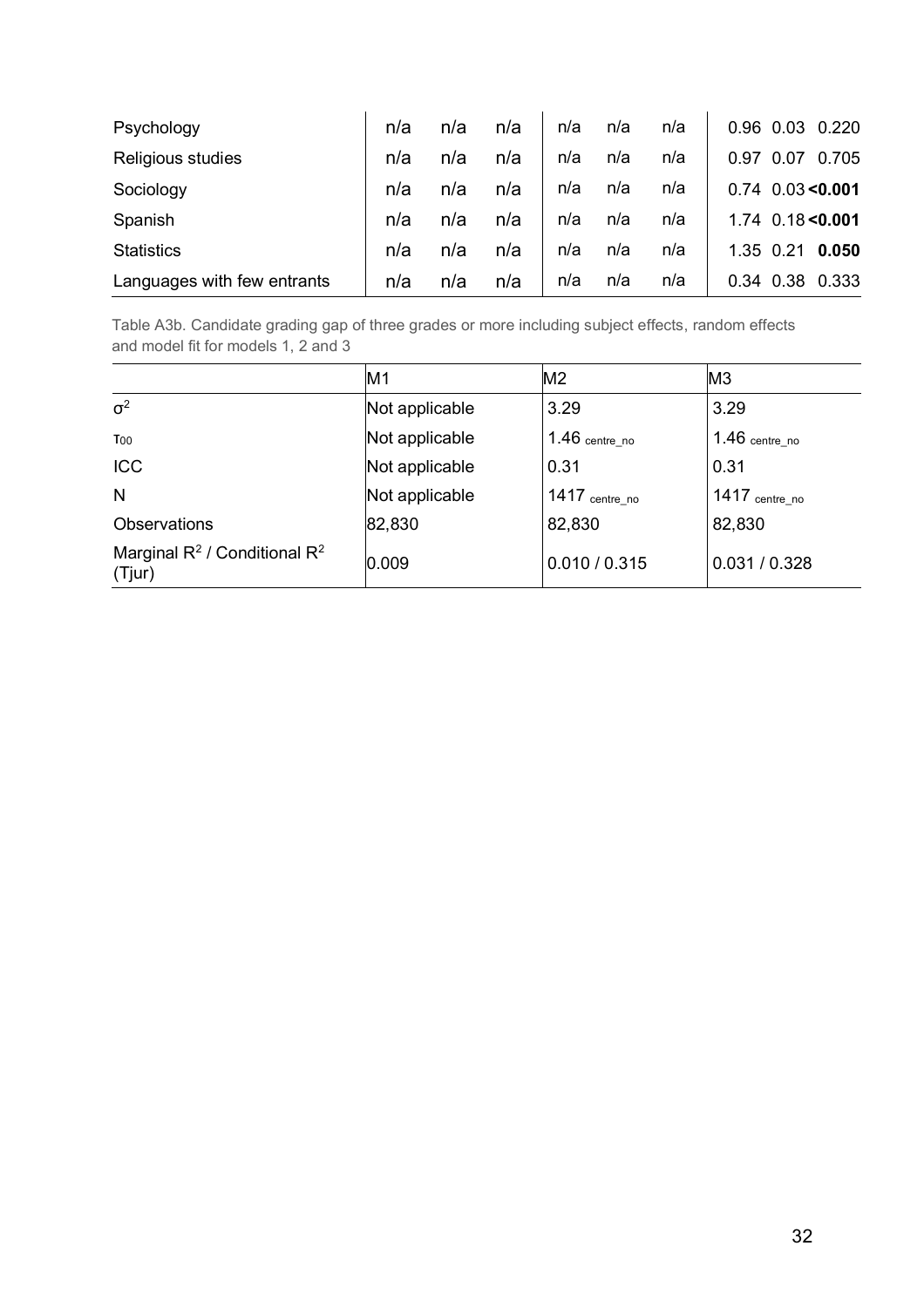| | | | | | | | | | |
|---|---|---|---|---|---|---|---|---|---|
| Psychology | n/a | n/a | n/a | n/a | n/a | n/a | 0.96 | 0.03 | 0.220 |
| Religious studies | n/a | n/a | n/a | n/a | n/a | n/a | 0.97 | 0.07 | 0.705 |
| Sociology | n/a | n/a | n/a | n/a | n/a | n/a | 0.74 | 0.03 | **<0.001** |
| Spanish | n/a | n/a | n/a | n/a | n/a | n/a | 1.74 | 0.18 | **<0.001** |
| Statistics | n/a | n/a | n/a | n/a | n/a | n/a | 1.35 | 0.21 | **0.050** |
| Languages with few entrants | n/a | n/a | n/a | n/a | n/a | n/a | 0.34 | 0.38 | 0.333 |

Table A3b. Candidate grading gap of three grades or more including subject effects, random effects and model fit for models 1, 2 and 3

| | M1 | M2 | M3 |
|---|---|---|---|
| $\sigma^2$ | Not applicable | 3.29 | 3.29 |
| $\tau_{00}$ | Not applicable | $1.46_{\text{centre\_no}}$ | $1.46_{\text{centre\_no}}$ |
| ICC | Not applicable | 0.31 | 0.31 |
| N | Not applicable | $1417_{\text{centre\_no}}$ | $1417_{\text{centre\_no}}$ |
| Observations | 82,830 | 82,830 | 82,830 |
| Marginal $R^2$ / Conditional $R^2$ (Tjur) | 0.009 | 0.010 / 0.315 | 0.031 / 0.328 |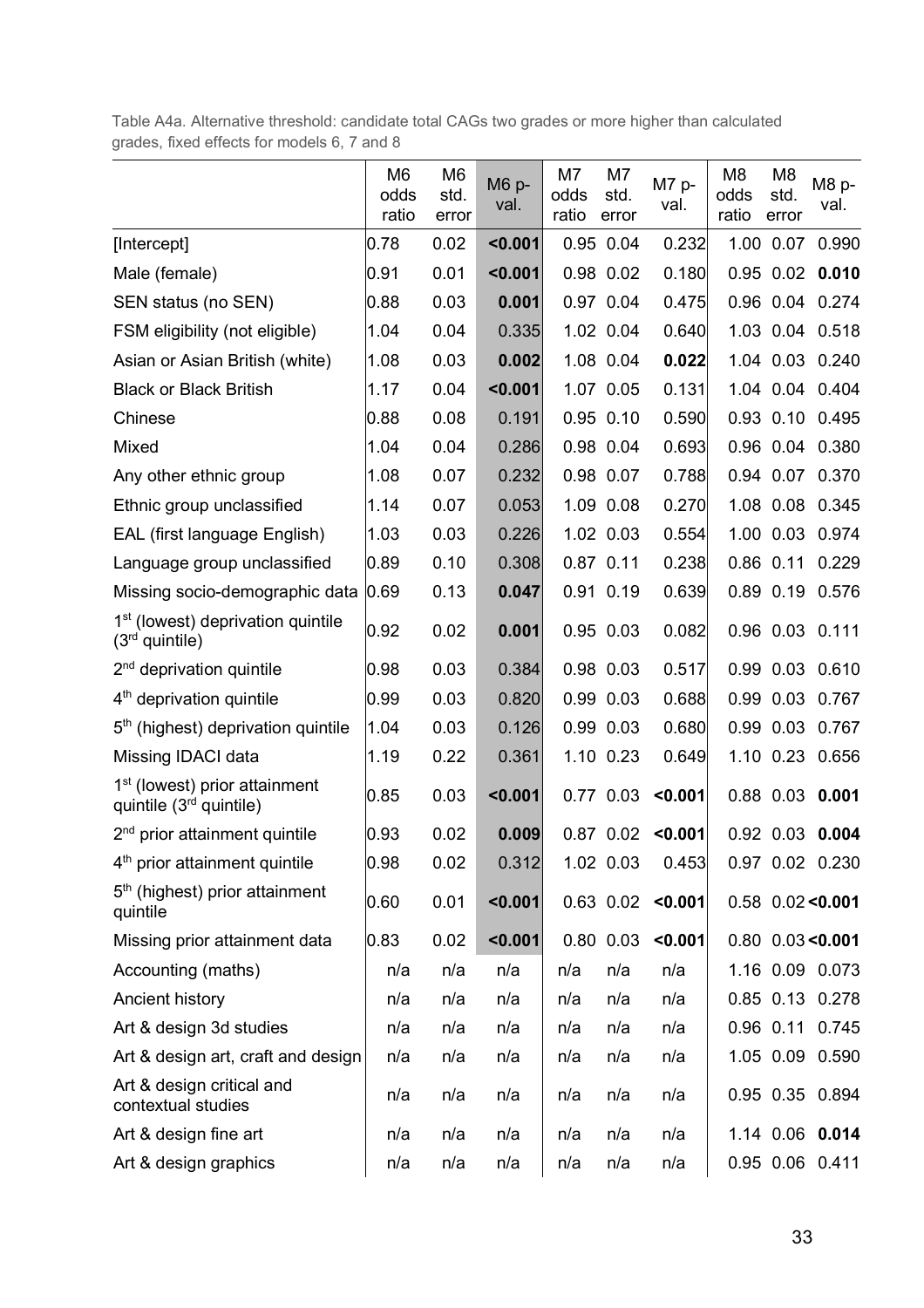Table A4a. Alternative threshold: candidate total CAGs two grades or more higher than calculated grades, fixed effects for models 6, 7 and 8

| | M6 odds ratio | M6 std. error | M6 p-val. | M7 odds ratio | M7 std. error | M7 p-val. | M8 odds ratio | M8 std. error | M8 p-val. |
|---|---|---|---|---|---|---|---|---|---|
| [Intercept] | 0.78 | 0.02 | **<0.001** | 0.95 | 0.04 | 0.232 | 1.00 | 0.07 | 0.990 |
| Male (female) | 0.91 | 0.01 | **<0.001** | 0.98 | 0.02 | 0.180 | 0.95 | 0.02 | **0.010** |
| SEN status (no SEN) | 0.88 | 0.03 | **0.001** | 0.97 | 0.04 | 0.475 | 0.96 | 0.04 | 0.274 |
| FSM eligibility (not eligible) | 1.04 | 0.04 | 0.335 | 1.02 | 0.04 | 0.640 | 1.03 | 0.04 | 0.518 |
| Asian or Asian British (white) | 1.08 | 0.03 | **0.002** | 1.08 | 0.04 | **0.022** | 1.04 | 0.03 | 0.240 |
| Black or Black British | 1.17 | 0.04 | **<0.001** | 1.07 | 0.05 | 0.131 | 1.04 | 0.04 | 0.404 |
| Chinese | 0.88 | 0.08 | 0.191 | 0.95 | 0.10 | 0.590 | 0.93 | 0.10 | 0.495 |
| Mixed | 1.04 | 0.04 | 0.286 | 0.98 | 0.04 | 0.693 | 0.96 | 0.04 | 0.380 |
| Any other ethnic group | 1.08 | 0.07 | 0.232 | 0.98 | 0.07 | 0.788 | 0.94 | 0.07 | 0.370 |
| Ethnic group unclassified | 1.14 | 0.07 | 0.053 | 1.09 | 0.08 | 0.270 | 1.08 | 0.08 | 0.345 |
| EAL (first language English) | 1.03 | 0.03 | 0.226 | 1.02 | 0.03 | 0.554 | 1.00 | 0.03 | 0.974 |
| Language group unclassified | 0.89 | 0.10 | 0.308 | 0.87 | 0.11 | 0.238 | 0.86 | 0.11 | 0.229 |
| Missing socio-demographic data | 0.69 | 0.13 | **0.047** | 0.91 | 0.19 | 0.639 | 0.89 | 0.19 | 0.576 |
| 1st (lowest) deprivation quintile (3rd quintile) | 0.92 | 0.02 | **0.001** | 0.95 | 0.03 | 0.082 | 0.96 | 0.03 | 0.111 |
| 2nd deprivation quintile | 0.98 | 0.03 | 0.384 | 0.98 | 0.03 | 0.517 | 0.99 | 0.03 | 0.610 |
| 4th deprivation quintile | 0.99 | 0.03 | 0.820 | 0.99 | 0.03 | 0.688 | 0.99 | 0.03 | 0.767 |
| 5th (highest) deprivation quintile | 1.04 | 0.03 | 0.126 | 0.99 | 0.03 | 0.680 | 0.99 | 0.03 | 0.767 |
| Missing IDACI data | 1.19 | 0.22 | 0.361 | 1.10 | 0.23 | 0.649 | 1.10 | 0.23 | 0.656 |
| 1st (lowest) prior attainment quintile (3rd quintile) | 0.85 | 0.03 | **<0.001** | 0.77 | 0.03 | **<0.001** | 0.88 | 0.03 | **0.001** |
| 2nd prior attainment quintile | 0.93 | 0.02 | **0.009** | 0.87 | 0.02 | **<0.001** | 0.92 | 0.03 | **0.004** |
| 4th prior attainment quintile | 0.98 | 0.02 | 0.312 | 1.02 | 0.03 | 0.453 | 0.97 | 0.02 | 0.230 |
| 5th (highest) prior attainment quintile | 0.60 | 0.01 | **<0.001** | 0.63 | 0.02 | **<0.001** | 0.58 | 0.02 | **<0.001** |
| Missing prior attainment data | 0.83 | 0.02 | **<0.001** | 0.80 | 0.03 | **<0.001** | 0.80 | 0.03 | **<0.001** |
| Accounting (maths) | n/a | n/a | n/a | n/a | n/a | n/a | 1.16 | 0.09 | 0.073 |
| Ancient history | n/a | n/a | n/a | n/a | n/a | n/a | 0.85 | 0.13 | 0.278 |
| Art & design 3d studies | n/a | n/a | n/a | n/a | n/a | n/a | 0.96 | 0.11 | 0.745 |
| Art & design art, craft and design | n/a | n/a | n/a | n/a | n/a | n/a | 1.05 | 0.09 | 0.590 |
| Art & design critical and contextual studies | n/a | n/a | n/a | n/a | n/a | n/a | 0.95 | 0.35 | 0.894 |
| Art & design fine art | n/a | n/a | n/a | n/a | n/a | n/a | 1.14 | 0.06 | **0.014** |
| Art & design graphics | n/a | n/a | n/a | n/a | n/a | n/a | 0.95 | 0.06 | 0.411 |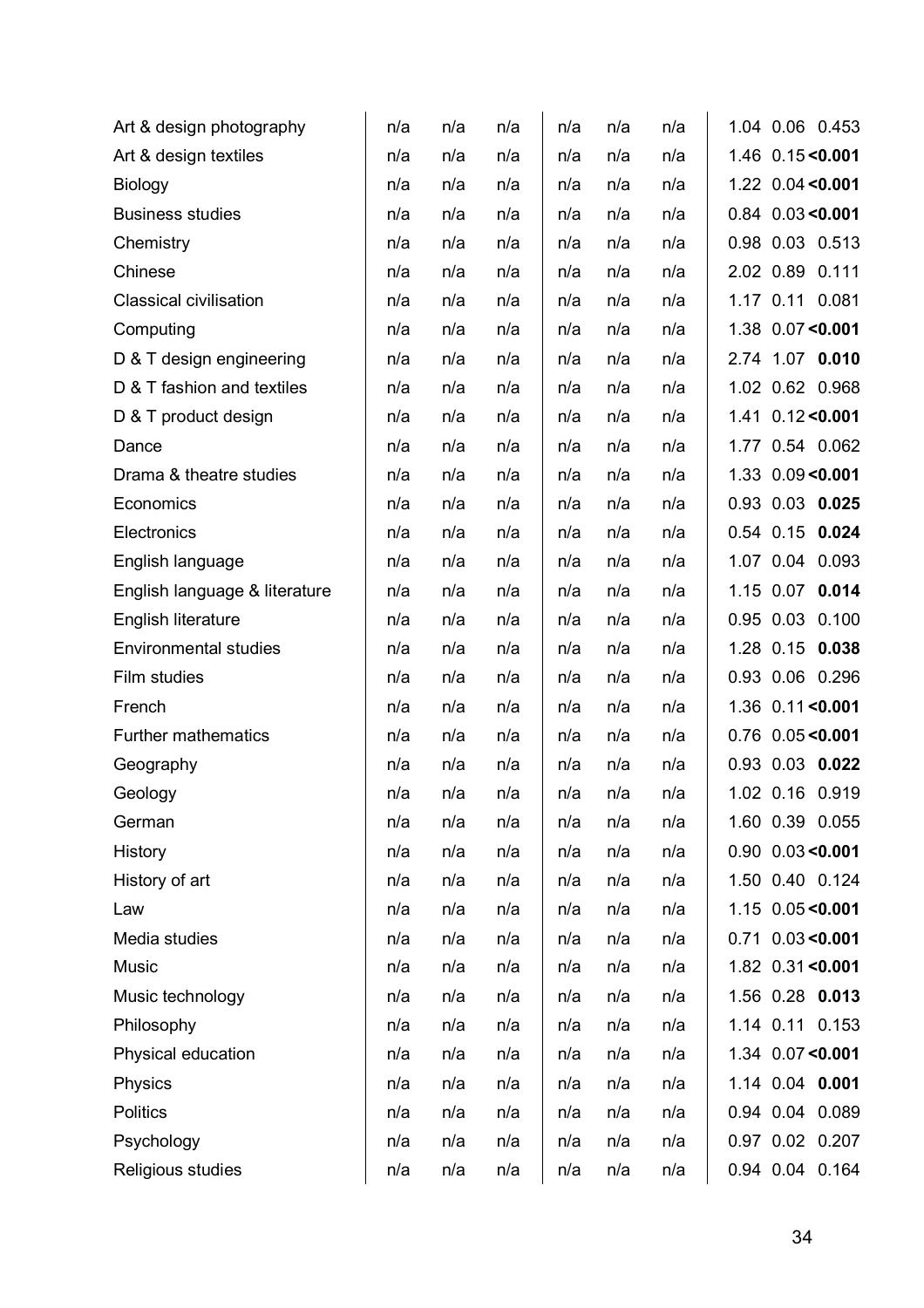| | | | | | | | | | |
|---|---|---|---|---|---|---|---|---|---|
| Art & design photography | n/a | n/a | n/a | n/a | n/a | n/a | 1.04 | 0.06 | 0.453 |
| Art & design textiles | n/a | n/a | n/a | n/a | n/a | n/a | 1.46 | 0.15 | **<0.001** |
| Biology | n/a | n/a | n/a | n/a | n/a | n/a | 1.22 | 0.04 | **<0.001** |
| Business studies | n/a | n/a | n/a | n/a | n/a | n/a | 0.84 | 0.03 | **<0.001** |
| Chemistry | n/a | n/a | n/a | n/a | n/a | n/a | 0.98 | 0.03 | 0.513 |
| Chinese | n/a | n/a | n/a | n/a | n/a | n/a | 2.02 | 0.89 | 0.111 |
| Classical civilisation | n/a | n/a | n/a | n/a | n/a | n/a | 1.17 | 0.11 | 0.081 |
| Computing | n/a | n/a | n/a | n/a | n/a | n/a | 1.38 | 0.07 | **<0.001** |
| D & T design engineering | n/a | n/a | n/a | n/a | n/a | n/a | 2.74 | 1.07 | **0.010** |
| D & T fashion and textiles | n/a | n/a | n/a | n/a | n/a | n/a | 1.02 | 0.62 | 0.968 |
| D & T product design | n/a | n/a | n/a | n/a | n/a | n/a | 1.41 | 0.12 | **<0.001** |
| Dance | n/a | n/a | n/a | n/a | n/a | n/a | 1.77 | 0.54 | 0.062 |
| Drama & theatre studies | n/a | n/a | n/a | n/a | n/a | n/a | 1.33 | 0.09 | **<0.001** |
| Economics | n/a | n/a | n/a | n/a | n/a | n/a | 0.93 | 0.03 | **0.025** |
| Electronics | n/a | n/a | n/a | n/a | n/a | n/a | 0.54 | 0.15 | **0.024** |
| English language | n/a | n/a | n/a | n/a | n/a | n/a | 1.07 | 0.04 | 0.093 |
| English language & literature | n/a | n/a | n/a | n/a | n/a | n/a | 1.15 | 0.07 | **0.014** |
| English literature | n/a | n/a | n/a | n/a | n/a | n/a | 0.95 | 0.03 | 0.100 |
| Environmental studies | n/a | n/a | n/a | n/a | n/a | n/a | 1.28 | 0.15 | **0.038** |
| Film studies | n/a | n/a | n/a | n/a | n/a | n/a | 0.93 | 0.06 | 0.296 |
| French | n/a | n/a | n/a | n/a | n/a | n/a | 1.36 | 0.11 | **<0.001** |
| Further mathematics | n/a | n/a | n/a | n/a | n/a | n/a | 0.76 | 0.05 | **<0.001** |
| Geography | n/a | n/a | n/a | n/a | n/a | n/a | 0.93 | 0.03 | **0.022** |
| Geology | n/a | n/a | n/a | n/a | n/a | n/a | 1.02 | 0.16 | 0.919 |
| German | n/a | n/a | n/a | n/a | n/a | n/a | 1.60 | 0.39 | 0.055 |
| History | n/a | n/a | n/a | n/a | n/a | n/a | 0.90 | 0.03 | **<0.001** |
| History of art | n/a | n/a | n/a | n/a | n/a | n/a | 1.50 | 0.40 | 0.124 |
| Law | n/a | n/a | n/a | n/a | n/a | n/a | 1.15 | 0.05 | **<0.001** |
| Media studies | n/a | n/a | n/a | n/a | n/a | n/a | 0.71 | 0.03 | **<0.001** |
| Music | n/a | n/a | n/a | n/a | n/a | n/a | 1.82 | 0.31 | **<0.001** |
| Music technology | n/a | n/a | n/a | n/a | n/a | n/a | 1.56 | 0.28 | **0.013** |
| Philosophy | n/a | n/a | n/a | n/a | n/a | n/a | 1.14 | 0.11 | 0.153 |
| Physical education | n/a | n/a | n/a | n/a | n/a | n/a | 1.34 | 0.07 | **<0.001** |
| Physics | n/a | n/a | n/a | n/a | n/a | n/a | 1.14 | 0.04 | **0.001** |
| Politics | n/a | n/a | n/a | n/a | n/a | n/a | 0.94 | 0.04 | 0.089 |
| Psychology | n/a | n/a | n/a | n/a | n/a | n/a | 0.97 | 0.02 | 0.207 |
| Religious studies | n/a | n/a | n/a | n/a | n/a | n/a | 0.94 | 0.04 | 0.164 |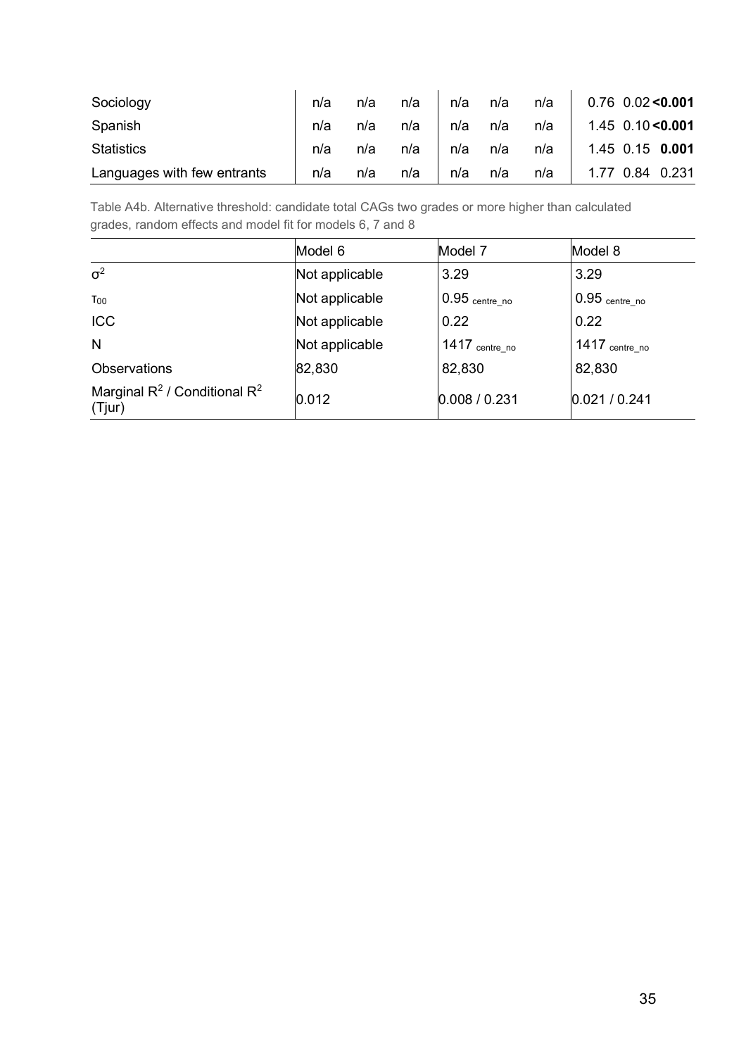| | | | | | | | | | |
|---|---|---|---|---|---|---|---|---|---|
| Sociology | n/a | n/a | n/a | n/a | n/a | n/a | 0.76 | 0.02 | **<0.001** |
| Spanish | n/a | n/a | n/a | n/a | n/a | n/a | 1.45 | 0.10 | **<0.001** |
| Statistics | n/a | n/a | n/a | n/a | n/a | n/a | 1.45 | 0.15 | **0.001** |
| Languages with few entrants | n/a | n/a | n/a | n/a | n/a | n/a | 1.77 | 0.84 | 0.231 |

Table A4b. Alternative threshold: candidate total CAGs two grades or more higher than calculated grades, random effects and model fit for models 6, 7 and 8

| | Model 6 | Model 7 | Model 8 |
|---|---|---|---|
| $\sigma^2$ | Not applicable | 3.29 | 3.29 |
| $\tau_{00}$ | Not applicable | $0.95_{\text{centre\_no}}$ | $0.95_{\text{centre\_no}}$ |
| ICC | Not applicable | 0.22 | 0.22 |
| N | Not applicable | $1417_{\text{centre\_no}}$ | $1417_{\text{centre\_no}}$ |
| Observations | 82,830 | 82,830 | 82,830 |
| Marginal $R^2$ / Conditional $R^2$ (Tjur) | 0.012 | 0.008 / 0.231 | 0.021 / 0.241 |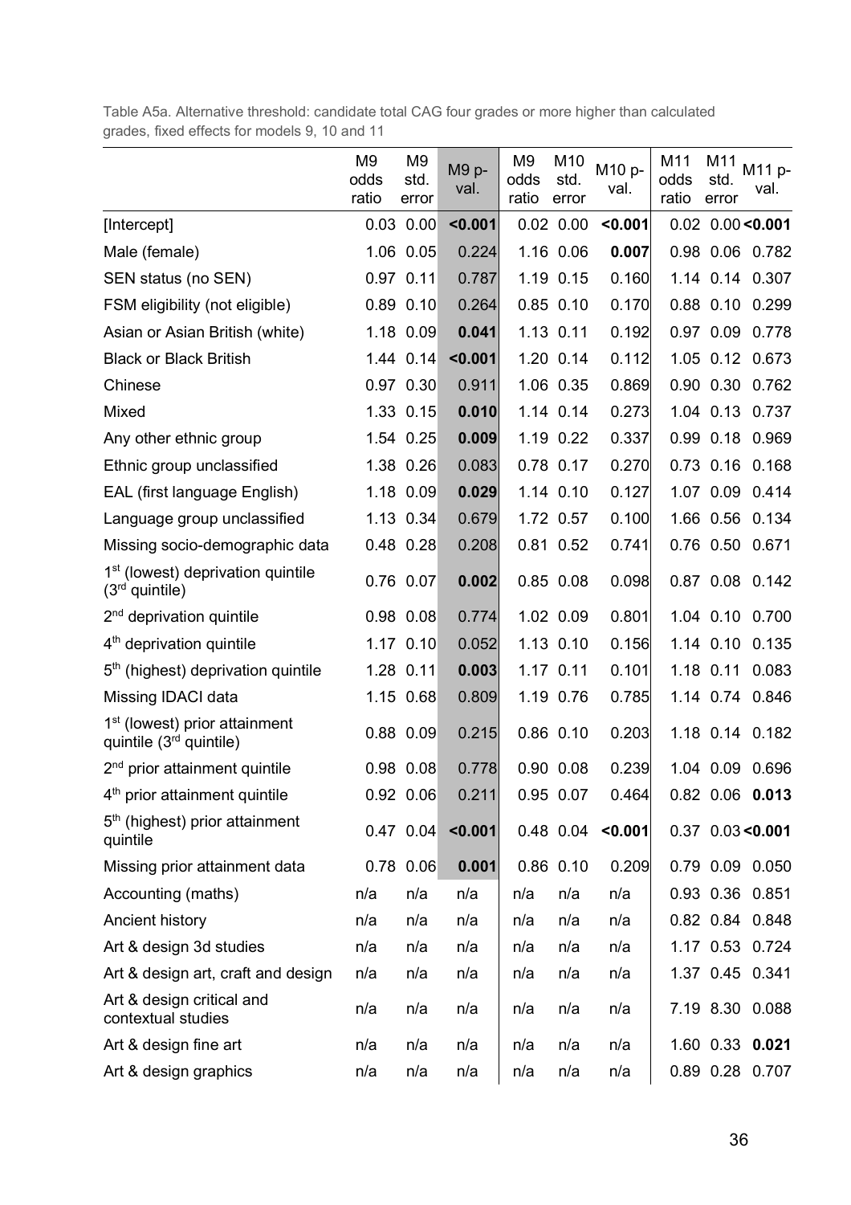Table A5a. Alternative threshold: candidate total CAG four grades or more higher than calculated grades, fixed effects for models 9, 10 and 11

| | M9 odds ratio | M9 std. error | M9 p-val. | M9 odds ratio | M10 std. error | M10 p-val. | M11 odds ratio | M11 std. error | M11 p-val. |
|---|---|---|---|---|---|---|---|---|---|
| [Intercept] | 0.03 | 0.00 | **<0.001** | 0.02 | 0.00 | **<0.001** | 0.02 | 0.00 | **<0.001** |
| Male (female) | 1.06 | 0.05 | 0.224 | 1.16 | 0.06 | **0.007** | 0.98 | 0.06 | 0.782 |
| SEN status (no SEN) | 0.97 | 0.11 | 0.787 | 1.19 | 0.15 | 0.160 | 1.14 | 0.14 | 0.307 |
| FSM eligibility (not eligible) | 0.89 | 0.10 | 0.264 | 0.85 | 0.10 | 0.170 | 0.88 | 0.10 | 0.299 |
| Asian or Asian British (white) | 1.18 | 0.09 | **0.041** | 1.13 | 0.11 | 0.192 | 0.97 | 0.09 | 0.778 |
| Black or Black British | 1.44 | 0.14 | **<0.001** | 1.20 | 0.14 | 0.112 | 1.05 | 0.12 | 0.673 |
| Chinese | 0.97 | 0.30 | 0.911 | 1.06 | 0.35 | 0.869 | 0.90 | 0.30 | 0.762 |
| Mixed | 1.33 | 0.15 | **0.010** | 1.14 | 0.14 | 0.273 | 1.04 | 0.13 | 0.737 |
| Any other ethnic group | 1.54 | 0.25 | **0.009** | 1.19 | 0.22 | 0.337 | 0.99 | 0.18 | 0.969 |
| Ethnic group unclassified | 1.38 | 0.26 | 0.083 | 0.78 | 0.17 | 0.270 | 0.73 | 0.16 | 0.168 |
| EAL (first language English) | 1.18 | 0.09 | **0.029** | 1.14 | 0.10 | 0.127 | 1.07 | 0.09 | 0.414 |
| Language group unclassified | 1.13 | 0.34 | 0.679 | 1.72 | 0.57 | 0.100 | 1.66 | 0.56 | 0.134 |
| Missing socio-demographic data | 0.48 | 0.28 | 0.208 | 0.81 | 0.52 | 0.741 | 0.76 | 0.50 | 0.671 |
| 1st (lowest) deprivation quintile (3rd quintile) | 0.76 | 0.07 | **0.002** | 0.85 | 0.08 | 0.098 | 0.87 | 0.08 | 0.142 |
| 2nd deprivation quintile | 0.98 | 0.08 | 0.774 | 1.02 | 0.09 | 0.801 | 1.04 | 0.10 | 0.700 |
| 4th deprivation quintile | 1.17 | 0.10 | 0.052 | 1.13 | 0.10 | 0.156 | 1.14 | 0.10 | 0.135 |
| 5th (highest) deprivation quintile | 1.28 | 0.11 | **0.003** | 1.17 | 0.11 | 0.101 | 1.18 | 0.11 | 0.083 |
| Missing IDACI data | 1.15 | 0.68 | 0.809 | 1.19 | 0.76 | 0.785 | 1.14 | 0.74 | 0.846 |
| 1st (lowest) prior attainment quintile (3rd quintile) | 0.88 | 0.09 | 0.215 | 0.86 | 0.10 | 0.203 | 1.18 | 0.14 | 0.182 |
| 2nd prior attainment quintile | 0.98 | 0.08 | 0.778 | 0.90 | 0.08 | 0.239 | 1.04 | 0.09 | 0.696 |
| 4th prior attainment quintile | 0.92 | 0.06 | 0.211 | 0.95 | 0.07 | 0.464 | 0.82 | 0.06 | **0.013** |
| 5th (highest) prior attainment quintile | 0.47 | 0.04 | **<0.001** | 0.48 | 0.04 | **<0.001** | 0.37 | 0.03 | **<0.001** |
| Missing prior attainment data | 0.78 | 0.06 | **0.001** | 0.86 | 0.10 | 0.209 | 0.79 | 0.09 | 0.050 |
| Accounting (maths) | n/a | n/a | n/a | n/a | n/a | n/a | 0.93 | 0.36 | 0.851 |
| Ancient history | n/a | n/a | n/a | n/a | n/a | n/a | 0.82 | 0.84 | 0.848 |
| Art & design 3d studies | n/a | n/a | n/a | n/a | n/a | n/a | 1.17 | 0.53 | 0.724 |
| Art & design art, craft and design | n/a | n/a | n/a | n/a | n/a | n/a | 1.37 | 0.45 | 0.341 |
| Art & design critical and contextual studies | n/a | n/a | n/a | n/a | n/a | n/a | 7.19 | 8.30 | 0.088 |
| Art & design fine art | n/a | n/a | n/a | n/a | n/a | n/a | 1.60 | 0.33 | **0.021** |
| Art & design graphics | n/a | n/a | n/a | n/a | n/a | n/a | 0.89 | 0.28 | 0.707 |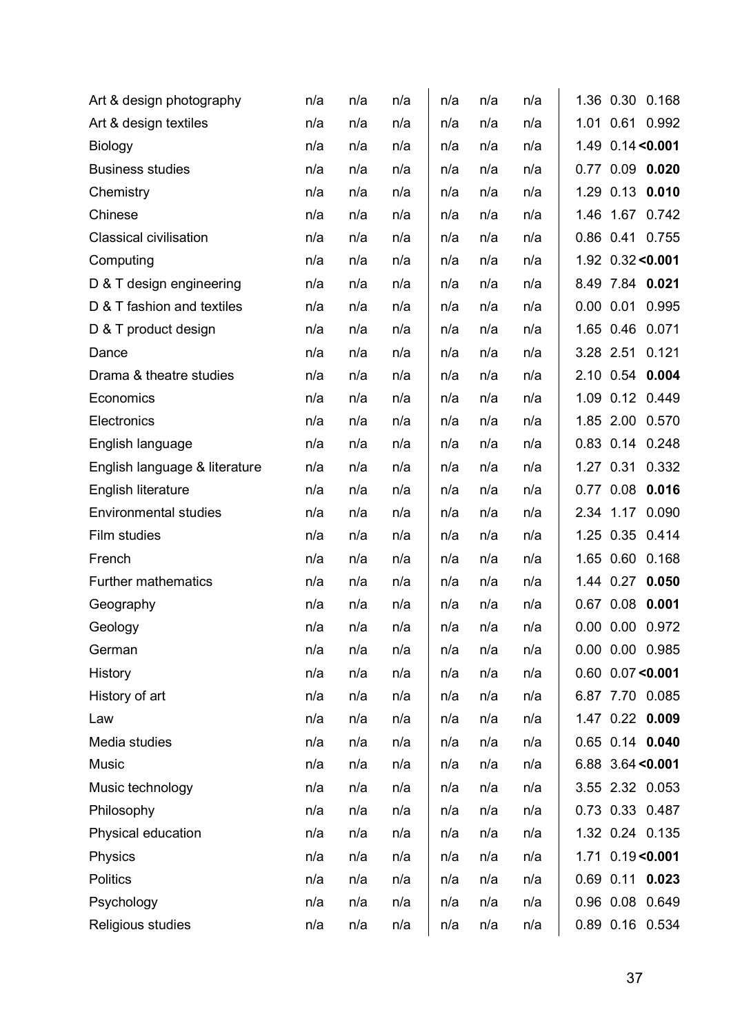| | | | | | | | | | |
|---|---|---|---|---|---|---|---|---|---|
| Art & design photography | n/a | n/a | n/a | n/a | n/a | n/a | 1.36 | 0.30 | 0.168 |
| Art & design textiles | n/a | n/a | n/a | n/a | n/a | n/a | 1.01 | 0.61 | 0.992 |
| Biology | n/a | n/a | n/a | n/a | n/a | n/a | 1.49 | 0.14 | **<0.001** |
| Business studies | n/a | n/a | n/a | n/a | n/a | n/a | 0.77 | 0.09 | **0.020** |
| Chemistry | n/a | n/a | n/a | n/a | n/a | n/a | 1.29 | 0.13 | **0.010** |
| Chinese | n/a | n/a | n/a | n/a | n/a | n/a | 1.46 | 1.67 | 0.742 |
| Classical civilisation | n/a | n/a | n/a | n/a | n/a | n/a | 0.86 | 0.41 | 0.755 |
| Computing | n/a | n/a | n/a | n/a | n/a | n/a | 1.92 | 0.32 | **<0.001** |
| D & T design engineering | n/a | n/a | n/a | n/a | n/a | n/a | 8.49 | 7.84 | **0.021** |
| D & T fashion and textiles | n/a | n/a | n/a | n/a | n/a | n/a | 0.00 | 0.01 | 0.995 |
| D & T product design | n/a | n/a | n/a | n/a | n/a | n/a | 1.65 | 0.46 | 0.071 |
| Dance | n/a | n/a | n/a | n/a | n/a | n/a | 3.28 | 2.51 | 0.121 |
| Drama & theatre studies | n/a | n/a | n/a | n/a | n/a | n/a | 2.10 | 0.54 | **0.004** |
| Economics | n/a | n/a | n/a | n/a | n/a | n/a | 1.09 | 0.12 | 0.449 |
| Electronics | n/a | n/a | n/a | n/a | n/a | n/a | 1.85 | 2.00 | 0.570 |
| English language | n/a | n/a | n/a | n/a | n/a | n/a | 0.83 | 0.14 | 0.248 |
| English language & literature | n/a | n/a | n/a | n/a | n/a | n/a | 1.27 | 0.31 | 0.332 |
| English literature | n/a | n/a | n/a | n/a | n/a | n/a | 0.77 | 0.08 | **0.016** |
| Environmental studies | n/a | n/a | n/a | n/a | n/a | n/a | 2.34 | 1.17 | 0.090 |
| Film studies | n/a | n/a | n/a | n/a | n/a | n/a | 1.25 | 0.35 | 0.414 |
| French | n/a | n/a | n/a | n/a | n/a | n/a | 1.65 | 0.60 | 0.168 |
| Further mathematics | n/a | n/a | n/a | n/a | n/a | n/a | 1.44 | 0.27 | **0.050** |
| Geography | n/a | n/a | n/a | n/a | n/a | n/a | 0.67 | 0.08 | **0.001** |
| Geology | n/a | n/a | n/a | n/a | n/a | n/a | 0.00 | 0.00 | 0.972 |
| German | n/a | n/a | n/a | n/a | n/a | n/a | 0.00 | 0.00 | 0.985 |
| History | n/a | n/a | n/a | n/a | n/a | n/a | 0.60 | 0.07 | **<0.001** |
| History of art | n/a | n/a | n/a | n/a | n/a | n/a | 6.87 | 7.70 | 0.085 |
| Law | n/a | n/a | n/a | n/a | n/a | n/a | 1.47 | 0.22 | **0.009** |
| Media studies | n/a | n/a | n/a | n/a | n/a | n/a | 0.65 | 0.14 | **0.040** |
| Music | n/a | n/a | n/a | n/a | n/a | n/a | 6.88 | 3.64 | **<0.001** |
| Music technology | n/a | n/a | n/a | n/a | n/a | n/a | 3.55 | 2.32 | 0.053 |
| Philosophy | n/a | n/a | n/a | n/a | n/a | n/a | 0.73 | 0.33 | 0.487 |
| Physical education | n/a | n/a | n/a | n/a | n/a | n/a | 1.32 | 0.24 | 0.135 |
| Physics | n/a | n/a | n/a | n/a | n/a | n/a | 1.71 | 0.19 | **<0.001** |
| Politics | n/a | n/a | n/a | n/a | n/a | n/a | 0.69 | 0.11 | **0.023** |
| Psychology | n/a | n/a | n/a | n/a | n/a | n/a | 0.96 | 0.08 | 0.649 |
| Religious studies | n/a | n/a | n/a | n/a | n/a | n/a | 0.89 | 0.16 | 0.534 |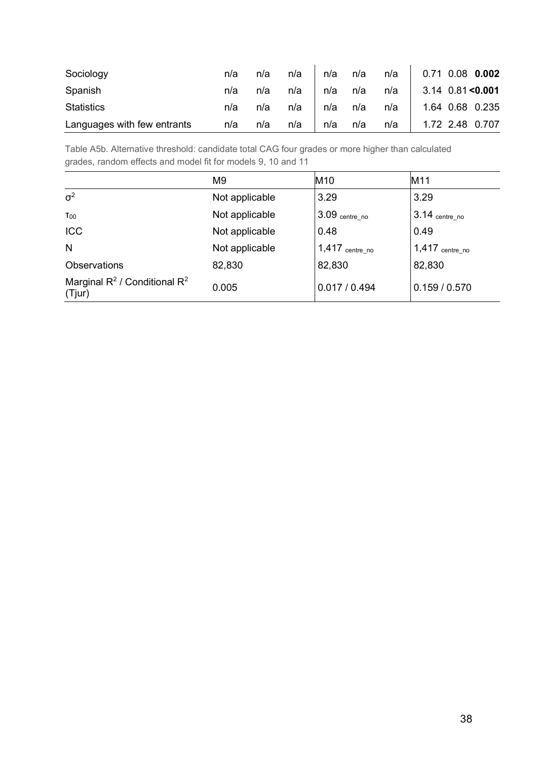| | | | | | | | | | |
|---|---|---|---|---|---|---|---|---|---|
| Sociology | n/a | n/a | n/a | n/a | n/a | n/a | 0.71 | 0.08 | **0.002** |
| Spanish | n/a | n/a | n/a | n/a | n/a | n/a | 3.14 | 0.81 | **<0.001** |
| Statistics | n/a | n/a | n/a | n/a | n/a | n/a | 1.64 | 0.68 | 0.235 |
| Languages with few entrants | n/a | n/a | n/a | n/a | n/a | n/a | 1.72 | 2.48 | 0.707 |

Table A5b. Alternative threshold: candidate total CAG four grades or more higher than calculated grades, random effects and model fit for models 9, 10 and 11

| | M9 | M10 | M11 |
|---|---|---|---|
| $\sigma^2$ | Not applicable | 3.29 | 3.29 |
| $\tau_{00}$ | Not applicable | 3.09 $_{\text{centre\_no}}$ | 3.14 $_{\text{centre\_no}}$ |
| ICC | Not applicable | 0.48 | 0.49 |
| N | Not applicable | 1,417 $_{\text{centre\_no}}$ | 1,417 $_{\text{centre\_no}}$ |
| Observations | 82,830 | 82,830 | 82,830 |
| Marginal $R^2$ / Conditional $R^2$ (Tjur) | 0.005 | 0.017 / 0.494 | 0.159 / 0.570 |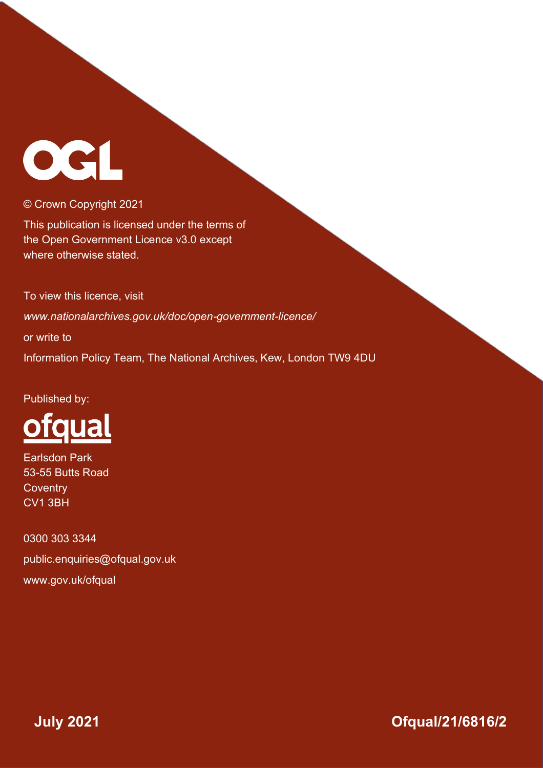OGL

© Crown Copyright 2021

This publication is licensed under the terms of the Open Government Licence v3.0 except where otherwise stated.

To view this licence, visit

*www.nationalarchives.gov.uk/doc/open-government-licence/*

or write to

Information Policy Team, The National Archives, Kew, London TW9 4DU

Published by:

ofqual

Earlsdon Park
53-55 Butts Road
Coventry
CV1 3BH

0300 303 3344

public.enquiries@ofqual.gov.uk

www.gov.uk/ofqual

**July 2021** **Ofqual/21/6816/2**